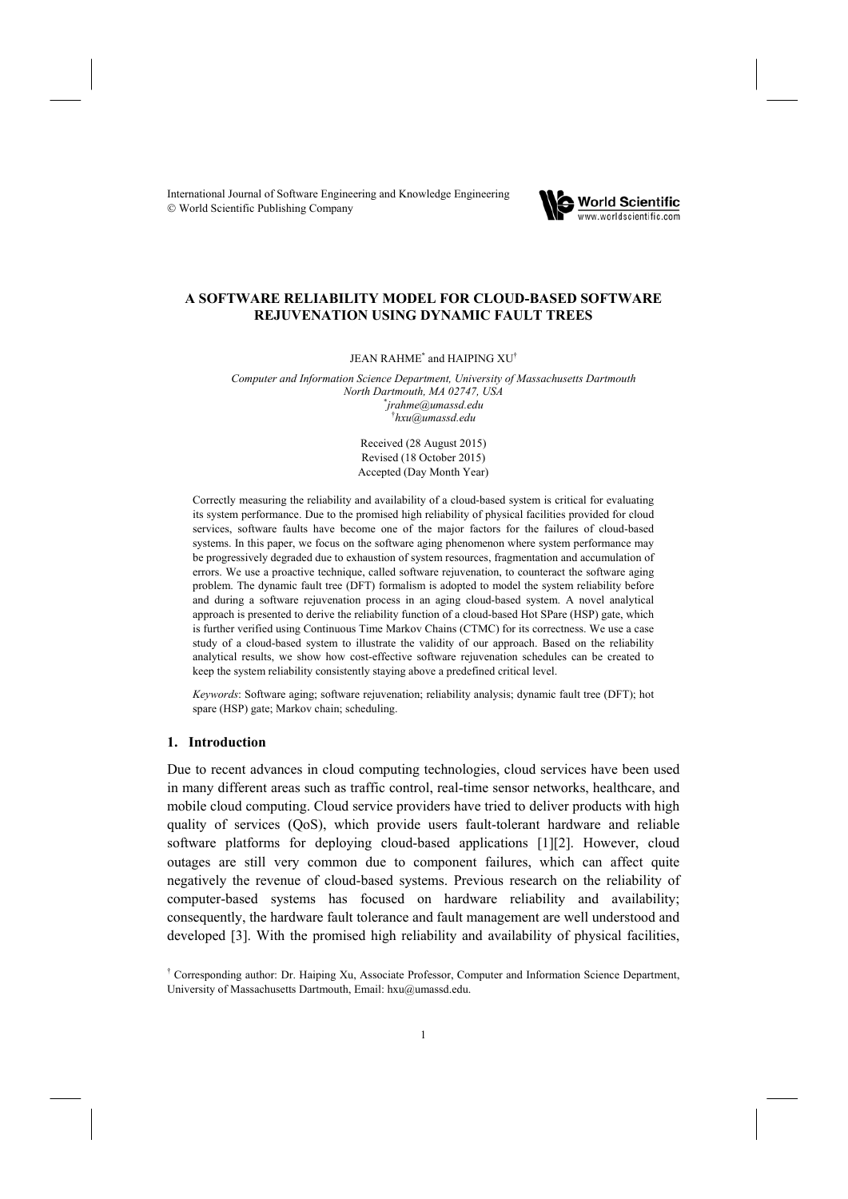International Journal of Software Engineering and Knowledge Engineering
© World Scientific Publishing Company

# A SOFTWARE RELIABILITY MODEL FOR CLOUD-BASED SOFTWARE REJUVENATION USING DYNAMIC FAULT TREES

JEAN RAHME[*] and HAIPING XU[†]

*Computer and Information Science Department, University of Massachusetts Dartmouth*
*North Dartmouth, MA 02747, USA*
[*]*jrahme@umassd.edu*
[†]*hxu@umassd.edu*

Received (28 August 2015)
Revised (18 October 2015)
Accepted (Day Month Year)

Correctly measuring the reliability and availability of a cloud-based system is critical for evaluating its system performance. Due to the promised high reliability of physical facilities provided for cloud services, software faults have become one of the major factors for the failures of cloud-based systems. In this paper, we focus on the software aging phenomenon where system performance may be progressively degraded due to exhaustion of system resources, fragmentation and accumulation of errors. We use a proactive technique, called software rejuvenation, to counteract the software aging problem. The dynamic fault tree (DFT) formalism is adopted to model the system reliability before and during a software rejuvenation process in an aging cloud-based system. A novel analytical approach is presented to derive the reliability function of a cloud-based Hot SPare (HSP) gate, which is further verified using Continuous Time Markov Chains (CTMC) for its correctness. We use a case study of a cloud-based system to illustrate the validity of our approach. Based on the reliability analytical results, we show how cost-effective software rejuvenation schedules can be created to keep the system reliability consistently staying above a predefined critical level.

*Keywords*: Software aging; software rejuvenation; reliability analysis; dynamic fault tree (DFT); hot spare (HSP) gate; Markov chain; scheduling.

## 1. Introduction

Due to recent advances in cloud computing technologies, cloud services have been used in many different areas such as traffic control, real-time sensor networks, healthcare, and mobile cloud computing. Cloud service providers have tried to deliver products with high quality of services (QoS), which provide users fault-tolerant hardware and reliable software platforms for deploying cloud-based applications [1][2]. However, cloud outages are still very common due to component failures, which can affect quite negatively the revenue of cloud-based systems. Previous research on the reliability of computer-based systems has focused on hardware reliability and availability; consequently, the hardware fault tolerance and fault management are well understood and developed [3]. With the promised high reliability and availability of physical facilities,

[†] Corresponding author: Dr. Haiping Xu, Associate Professor, Computer and Information Science Department, University of Massachusetts Dartmouth, Email: hxu@umassd.edu.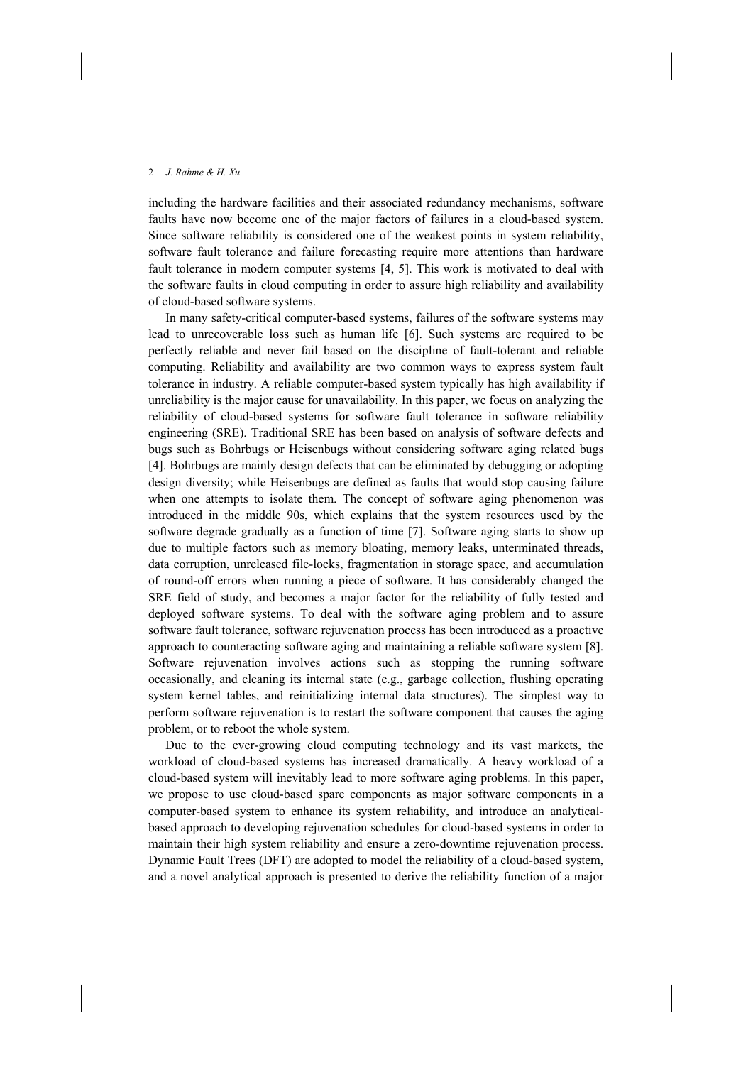including the hardware facilities and their associated redundancy mechanisms, software faults have now become one of the major factors of failures in a cloud-based system. Since software reliability is considered one of the weakest points in system reliability, software fault tolerance and failure forecasting require more attentions than hardware fault tolerance in modern computer systems [4, 5]. This work is motivated to deal with the software faults in cloud computing in order to assure high reliability and availability of cloud-based software systems.

In many safety-critical computer-based systems, failures of the software systems may lead to unrecoverable loss such as human life [6]. Such systems are required to be perfectly reliable and never fail based on the discipline of fault-tolerant and reliable computing. Reliability and availability are two common ways to express system fault tolerance in industry. A reliable computer-based system typically has high availability if unreliability is the major cause for unavailability. In this paper, we focus on analyzing the reliability of cloud-based systems for software fault tolerance in software reliability engineering (SRE). Traditional SRE has been based on analysis of software defects and bugs such as Bohrbugs or Heisenbugs without considering software aging related bugs [4]. Bohrbugs are mainly design defects that can be eliminated by debugging or adopting design diversity; while Heisenbugs are defined as faults that would stop causing failure when one attempts to isolate them. The concept of software aging phenomenon was introduced in the middle 90s, which explains that the system resources used by the software degrade gradually as a function of time [7]. Software aging starts to show up due to multiple factors such as memory bloating, memory leaks, unterminated threads, data corruption, unreleased file-locks, fragmentation in storage space, and accumulation of round-off errors when running a piece of software. It has considerably changed the SRE field of study, and becomes a major factor for the reliability of fully tested and deployed software systems. To deal with the software aging problem and to assure software fault tolerance, software rejuvenation process has been introduced as a proactive approach to counteracting software aging and maintaining a reliable software system [8]. Software rejuvenation involves actions such as stopping the running software occasionally, and cleaning its internal state (e.g., garbage collection, flushing operating system kernel tables, and reinitializing internal data structures). The simplest way to perform software rejuvenation is to restart the software component that causes the aging problem, or to reboot the whole system.

Due to the ever-growing cloud computing technology and its vast markets, the workload of cloud-based systems has increased dramatically. A heavy workload of a cloud-based system will inevitably lead to more software aging problems. In this paper, we propose to use cloud-based spare components as major software components in a computer-based system to enhance its system reliability, and introduce an analytical-based approach to developing rejuvenation schedules for cloud-based systems in order to maintain their high system reliability and ensure a zero-downtime rejuvenation process. Dynamic Fault Trees (DFT) are adopted to model the reliability of a cloud-based system, and a novel analytical approach is presented to derive the reliability function of a major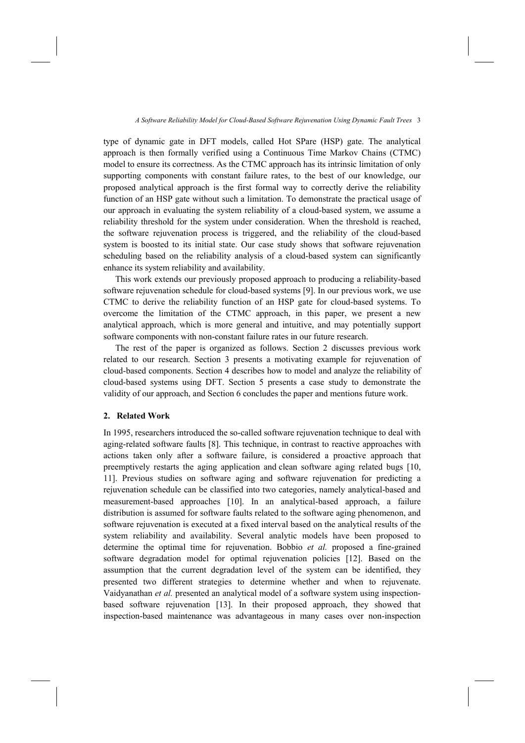type of dynamic gate in DFT models, called Hot SPare (HSP) gate. The analytical approach is then formally verified using a Continuous Time Markov Chains (CTMC) model to ensure its correctness. As the CTMC approach has its intrinsic limitation of only supporting components with constant failure rates, to the best of our knowledge, our proposed analytical approach is the first formal way to correctly derive the reliability function of an HSP gate without such a limitation. To demonstrate the practical usage of our approach in evaluating the system reliability of a cloud-based system, we assume a reliability threshold for the system under consideration. When the threshold is reached, the software rejuvenation process is triggered, and the reliability of the cloud-based system is boosted to its initial state. Our case study shows that software rejuvenation scheduling based on the reliability analysis of a cloud-based system can significantly enhance its system reliability and availability.

This work extends our previously proposed approach to producing a reliability-based software rejuvenation schedule for cloud-based systems [9]. In our previous work, we use CTMC to derive the reliability function of an HSP gate for cloud-based systems. To overcome the limitation of the CTMC approach, in this paper, we present a new analytical approach, which is more general and intuitive, and may potentially support software components with non-constant failure rates in our future research.

The rest of the paper is organized as follows. Section 2 discusses previous work related to our research. Section 3 presents a motivating example for rejuvenation of cloud-based components. Section 4 describes how to model and analyze the reliability of cloud-based systems using DFT. Section 5 presents a case study to demonstrate the validity of our approach, and Section 6 concludes the paper and mentions future work.

## 2. Related Work

In 1995, researchers introduced the so-called software rejuvenation technique to deal with aging-related software faults [8]. This technique, in contrast to reactive approaches with actions taken only after a software failure, is considered a proactive approach that preemptively restarts the aging application and clean software aging related bugs [10, 11]. Previous studies on software aging and software rejuvenation for predicting a rejuvenation schedule can be classified into two categories, namely analytical-based and measurement-based approaches [10]. In an analytical-based approach, a failure distribution is assumed for software faults related to the software aging phenomenon, and software rejuvenation is executed at a fixed interval based on the analytical results of the system reliability and availability. Several analytic models have been proposed to determine the optimal time for rejuvenation. Bobbio *et al.* proposed a fine-grained software degradation model for optimal rejuvenation policies [12]. Based on the assumption that the current degradation level of the system can be identified, they presented two different strategies to determine whether and when to rejuvenate. Vaidyanathan *et al.* presented an analytical model of a software system using inspection-based software rejuvenation [13]. In their proposed approach, they showed that inspection-based maintenance was advantageous in many cases over non-inspection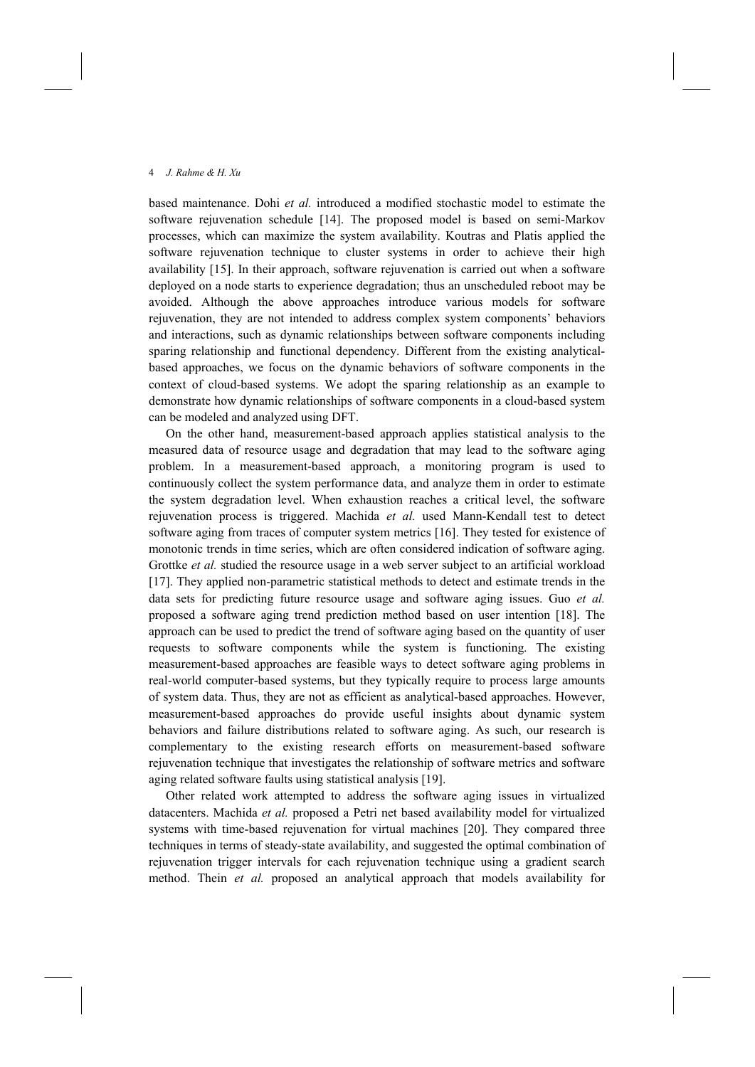based maintenance. Dohi *et al.* introduced a modified stochastic model to estimate the software rejuvenation schedule [14]. The proposed model is based on semi-Markov processes, which can maximize the system availability. Koutras and Platis applied the software rejuvenation technique to cluster systems in order to achieve their high availability [15]. In their approach, software rejuvenation is carried out when a software deployed on a node starts to experience degradation; thus an unscheduled reboot may be avoided. Although the above approaches introduce various models for software rejuvenation, they are not intended to address complex system components' behaviors and interactions, such as dynamic relationships between software components including sparing relationship and functional dependency. Different from the existing analytical-based approaches, we focus on the dynamic behaviors of software components in the context of cloud-based systems. We adopt the sparing relationship as an example to demonstrate how dynamic relationships of software components in a cloud-based system can be modeled and analyzed using DFT.

On the other hand, measurement-based approach applies statistical analysis to the measured data of resource usage and degradation that may lead to the software aging problem. In a measurement-based approach, a monitoring program is used to continuously collect the system performance data, and analyze them in order to estimate the system degradation level. When exhaustion reaches a critical level, the software rejuvenation process is triggered. Machida *et al.* used Mann-Kendall test to detect software aging from traces of computer system metrics [16]. They tested for existence of monotonic trends in time series, which are often considered indication of software aging. Grottke *et al.* studied the resource usage in a web server subject to an artificial workload [17]. They applied non-parametric statistical methods to detect and estimate trends in the data sets for predicting future resource usage and software aging issues. Guo *et al.* proposed a software aging trend prediction method based on user intention [18]. The approach can be used to predict the trend of software aging based on the quantity of user requests to software components while the system is functioning. The existing measurement-based approaches are feasible ways to detect software aging problems in real-world computer-based systems, but they typically require to process large amounts of system data. Thus, they are not as efficient as analytical-based approaches. However, measurement-based approaches do provide useful insights about dynamic system behaviors and failure distributions related to software aging. As such, our research is complementary to the existing research efforts on measurement-based software rejuvenation technique that investigates the relationship of software metrics and software aging related software faults using statistical analysis [19].

Other related work attempted to address the software aging issues in virtualized datacenters. Machida *et al.* proposed a Petri net based availability model for virtualized systems with time-based rejuvenation for virtual machines [20]. They compared three techniques in terms of steady-state availability, and suggested the optimal combination of rejuvenation trigger intervals for each rejuvenation technique using a gradient search method. Thein *et al.* proposed an analytical approach that models availability for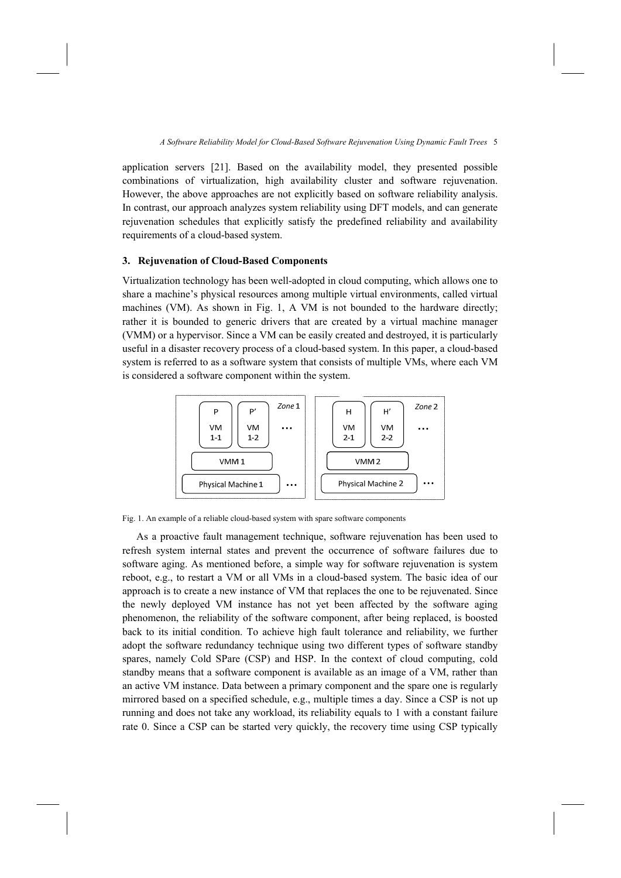application servers [21]. Based on the availability model, they presented possible combinations of virtualization, high availability cluster and software rejuvenation. However, the above approaches are not explicitly based on software reliability analysis. In contrast, our approach analyzes system reliability using DFT models, and can generate rejuvenation schedules that explicitly satisfy the predefined reliability and availability requirements of a cloud-based system.

## 3. Rejuvenation of Cloud-Based Components

Virtualization technology has been well-adopted in cloud computing, which allows one to share a machine's physical resources among multiple virtual environments, called virtual machines (VM). As shown in Fig. 1, A VM is not bounded to the hardware directly; rather it is bounded to generic drivers that are created by a virtual machine manager (VMM) or a hypervisor. Since a VM can be easily created and destroyed, it is particularly useful in a disaster recovery process of a cloud-based system. In this paper, a cloud-based system is referred to as a software system that consists of multiple VMs, where each VM is considered a software component within the system.

Fig. 1. An example of a reliable cloud-based system with spare software components

As a proactive fault management technique, software rejuvenation has been used to refresh system internal states and prevent the occurrence of software failures due to software aging. As mentioned before, a simple way for software rejuvenation is system reboot, e.g., to restart a VM or all VMs in a cloud-based system. The basic idea of our approach is to create a new instance of VM that replaces the one to be rejuvenated. Since the newly deployed VM instance has not yet been affected by the software aging phenomenon, the reliability of the software component, after being replaced, is boosted back to its initial condition. To achieve high fault tolerance and reliability, we further adopt the software redundancy technique using two different types of software standby spares, namely Cold SPare (CSP) and HSP. In the context of cloud computing, cold standby means that a software component is available as an image of a VM, rather than an active VM instance. Data between a primary component and the spare one is regularly mirrored based on a specified schedule, e.g., multiple times a day. Since a CSP is not up running and does not take any workload, its reliability equals to 1 with a constant failure rate 0. Since a CSP can be started very quickly, the recovery time using CSP typically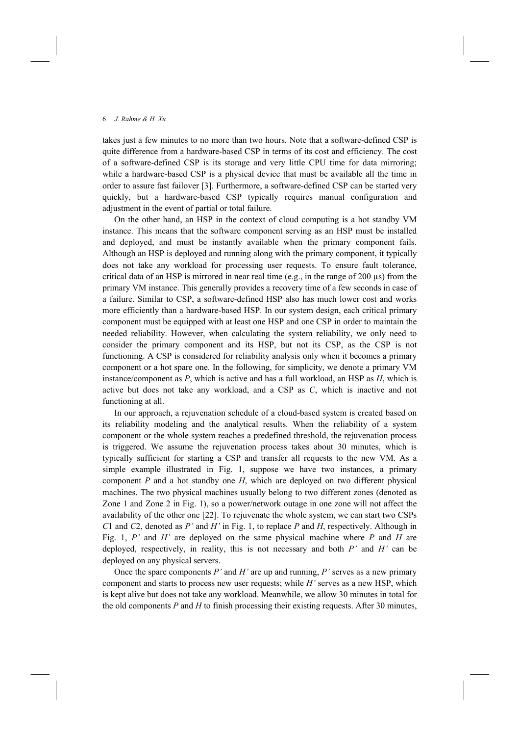takes just a few minutes to no more than two hours. Note that a software-defined CSP is quite difference from a hardware-based CSP in terms of its cost and efficiency. The cost of a software-defined CSP is its storage and very little CPU time for data mirroring; while a hardware-based CSP is a physical device that must be available all the time in order to assure fast failover [3]. Furthermore, a software-defined CSP can be started very quickly, but a hardware-based CSP typically requires manual configuration and adjustment in the event of partial or total failure.

On the other hand, an HSP in the context of cloud computing is a hot standby VM instance. This means that the software component serving as an HSP must be installed and deployed, and must be instantly available when the primary component fails. Although an HSP is deployed and running along with the primary component, it typically does not take any workload for processing user requests. To ensure fault tolerance, critical data of an HSP is mirrored in near real time (e.g., in the range of 200 μs) from the primary VM instance. This generally provides a recovery time of a few seconds in case of a failure. Similar to CSP, a software-defined HSP also has much lower cost and works more efficiently than a hardware-based HSP. In our system design, each critical primary component must be equipped with at least one HSP and one CSP in order to maintain the needed reliability. However, when calculating the system reliability, we only need to consider the primary component and its HSP, but not its CSP, as the CSP is not functioning. A CSP is considered for reliability analysis only when it becomes a primary component or a hot spare one. In the following, for simplicity, we denote a primary VM instance/component as $P$, which is active and has a full workload, an HSP as $H$, which is active but does not take any workload, and a CSP as $C$, which is inactive and not functioning at all.

In our approach, a rejuvenation schedule of a cloud-based system is created based on its reliability modeling and the analytical results. When the reliability of a system component or the whole system reaches a predefined threshold, the rejuvenation process is triggered. We assume the rejuvenation process takes about 30 minutes, which is typically sufficient for starting a CSP and transfer all requests to the new VM. As a simple example illustrated in Fig. 1, suppose we have two instances, a primary component $P$ and a hot standby one $H$, which are deployed on two different physical machines. The two physical machines usually belong to two different zones (denoted as Zone 1 and Zone 2 in Fig. 1), so a power/network outage in one zone will not affect the availability of the other one [22]. To rejuvenate the whole system, we can start two CSPs $C1$ and $C2$, denoted as $P'$ and $H'$ in Fig. 1, to replace $P$ and $H$, respectively. Although in Fig. 1, $P'$ and $H'$ are deployed on the same physical machine where $P$ and $H$ are deployed, respectively, in reality, this is not necessary and both $P'$ and $H'$ can be deployed on any physical servers.

Once the spare components $P'$ and $H'$ are up and running, $P'$ serves as a new primary component and starts to process new user requests; while $H'$ serves as a new HSP, which is kept alive but does not take any workload. Meanwhile, we allow 30 minutes in total for the old components $P$ and $H$ to finish processing their existing requests. After 30 minutes,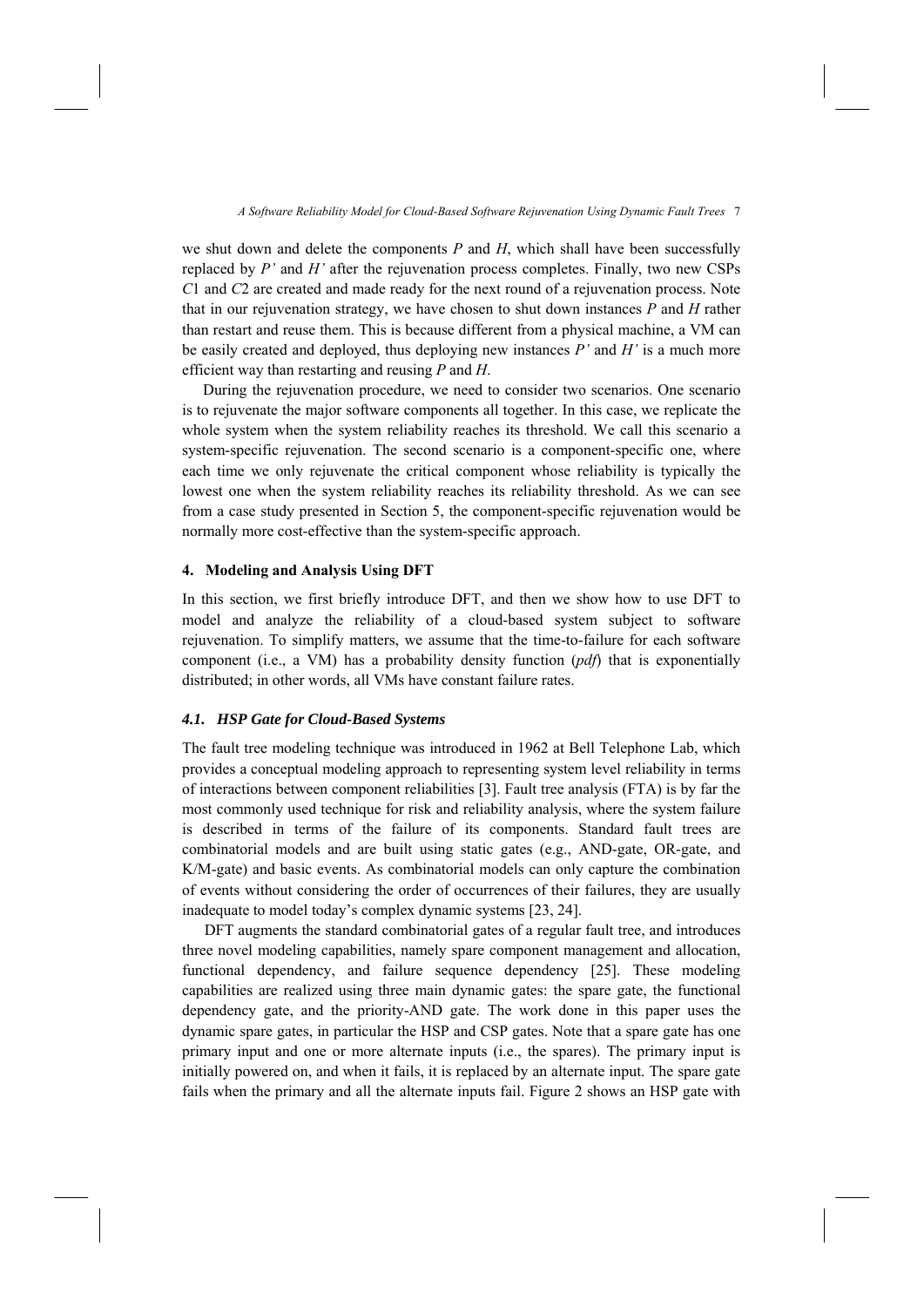we shut down and delete the components *P* and *H*, which shall have been successfully replaced by *P'* and *H'* after the rejuvenation process completes. Finally, two new CSPs *C*1 and *C*2 are created and made ready for the next round of a rejuvenation process. Note that in our rejuvenation strategy, we have chosen to shut down instances *P* and *H* rather than restart and reuse them. This is because different from a physical machine, a VM can be easily created and deployed, thus deploying new instances *P'* and *H'* is a much more efficient way than restarting and reusing *P* and *H*.

During the rejuvenation procedure, we need to consider two scenarios. One scenario is to rejuvenate the major software components all together. In this case, we replicate the whole system when the system reliability reaches its threshold. We call this scenario a system-specific rejuvenation. The second scenario is a component-specific one, where each time we only rejuvenate the critical component whose reliability is typically the lowest one when the system reliability reaches its reliability threshold. As we can see from a case study presented in Section 5, the component-specific rejuvenation would be normally more cost-effective than the system-specific approach.

## 4. Modeling and Analysis Using DFT

In this section, we first briefly introduce DFT, and then we show how to use DFT to model and analyze the reliability of a cloud-based system subject to software rejuvenation. To simplify matters, we assume that the time-to-failure for each software component (i.e., a VM) has a probability density function (*pdf*) that is exponentially distributed; in other words, all VMs have constant failure rates.

### *4.1. HSP Gate for Cloud-Based Systems*

The fault tree modeling technique was introduced in 1962 at Bell Telephone Lab, which provides a conceptual modeling approach to representing system level reliability in terms of interactions between component reliabilities [3]. Fault tree analysis (FTA) is by far the most commonly used technique for risk and reliability analysis, where the system failure is described in terms of the failure of its components. Standard fault trees are combinatorial models and are built using static gates (e.g., AND-gate, OR-gate, and K/M-gate) and basic events. As combinatorial models can only capture the combination of events without considering the order of occurrences of their failures, they are usually inadequate to model today's complex dynamic systems [23, 24].

DFT augments the standard combinatorial gates of a regular fault tree, and introduces three novel modeling capabilities, namely spare component management and allocation, functional dependency, and failure sequence dependency [25]. These modeling capabilities are realized using three main dynamic gates: the spare gate, the functional dependency gate, and the priority-AND gate. The work done in this paper uses the dynamic spare gates, in particular the HSP and CSP gates. Note that a spare gate has one primary input and one or more alternate inputs (i.e., the spares). The primary input is initially powered on, and when it fails, it is replaced by an alternate input. The spare gate fails when the primary and all the alternate inputs fail. Figure 2 shows an HSP gate with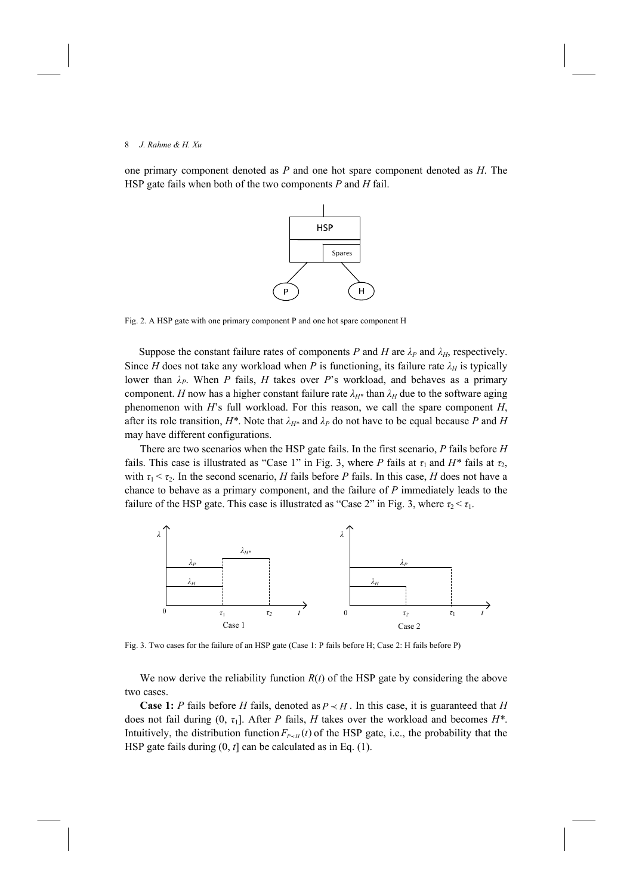one primary component denoted as $P$ and one hot spare component denoted as $H$. The HSP gate fails when both of the two components $P$ and $H$ fail.

Fig. 2. A HSP gate with one primary component P and one hot spare component H

Suppose the constant failure rates of components $P$ and $H$ are $\lambda_P$ and $\lambda_H$, respectively. Since $H$ does not take any workload when $P$ is functioning, its failure rate $\lambda_H$ is typically lower than $\lambda_P$. When $P$ fails, $H$ takes over $P$'s workload, and behaves as a primary component. $H$ now has a higher constant failure rate $\lambda_{H^*}$ than $\lambda_H$ due to the software aging phenomenon with $H$'s full workload. For this reason, we call the spare component $H$, after its role transition, $H^*$. Note that $\lambda_{H^*}$ and $\lambda_P$ do not have to be equal because $P$ and $H$ may have different configurations.

There are two scenarios when the HSP gate fails. In the first scenario, $P$ fails before $H$ fails. This case is illustrated as "Case 1" in Fig. 3, where $P$ fails at $\tau_1$ and $H^*$ fails at $\tau_2$, with $\tau_1 < \tau_2$. In the second scenario, $H$ fails before $P$ fails. In this case, $H$ does not have a chance to behave as a primary component, and the failure of $P$ immediately leads to the failure of the HSP gate. This case is illustrated as "Case 2" in Fig. 3, where $\tau_2 < \tau_1$.

Fig. 3. Two cases for the failure of an HSP gate (Case 1: P fails before H; Case 2: H fails before P)

We now derive the reliability function $R(t)$ of the HSP gate by considering the above two cases.

**Case 1:** $P$ fails before $H$ fails, denoted as $P \prec H$. In this case, it is guaranteed that $H$ does not fail during $(0, \tau_1]$. After $P$ fails, $H$ takes over the workload and becomes $H^*$. Intuitively, the distribution function $F_{P \prec H}(t)$ of the HSP gate, i.e., the probability that the HSP gate fails during $(0, t]$ can be calculated as in Eq. (1).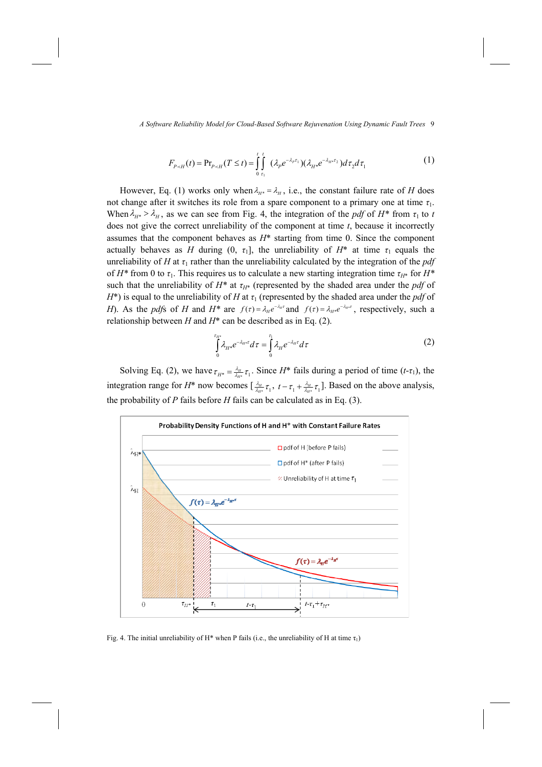$$F_{P<H}(t) = \Pr_{P<H}(T \le t) = \int_0^t \int_{\tau_1}^t (\lambda_P e^{-\lambda_P \tau_1})(\lambda_{H^*} e^{-\lambda_{H^*} \tau_2}) d\tau_2 d\tau_1 \tag{1}$$

However, Eq. (1) works only when $\lambda_{H^*} = \lambda_H$, i.e., the constant failure rate of $H$ does not change after it switches its role from a spare component to a primary one at time $\tau_1$. When $\lambda_{H^*} > \lambda_H$, as we can see from Fig. 4, the integration of the *pdf* of $H^*$ from $\tau_1$ to $t$ does not give the correct unreliability of the component at time $t$, because it incorrectly assumes that the component behaves as $H^*$ starting from time 0. Since the component actually behaves as $H$ during $(0, \tau_1]$, the unreliability of $H^*$ at time $\tau_1$ equals the unreliability of $H$ at $\tau_1$ rather than the unreliability calculated by the integration of the *pdf* of $H^*$ from 0 to $\tau_1$. This requires us to calculate a new starting integration time $\tau_{H^*}$ for $H^*$ such that the unreliability of $H^*$ at $\tau_{H^*}$ (represented by the shaded area under the *pdf* of $H^*$) is equal to the unreliability of $H$ at $\tau_1$ (represented by the shaded area under the *pdf* of $H$). As the *pdf*s of $H$ and $H^*$ are $f(\tau) = \lambda_H e^{-\lambda_H \tau}$ and $f(\tau) = \lambda_{H^*} e^{-\lambda_{H^*} \tau}$, respectively, such a relationship between $H$ and $H^*$ can be described as in Eq. (2).

$$\int_0^{\tau_{H^*}} \lambda_{H^*} e^{-\lambda_{H^*} \tau} d\tau = \int_0^{\tau_1} \lambda_H e^{-\lambda_H \tau} d\tau \tag{2}$$

Solving Eq. (2), we have $\tau_{H^*} = \frac{\lambda_H}{\lambda_{H^*}} \tau_1$. Since $H^*$ fails during a period of time $(t-\tau_1)$, the integration range for $H^*$ now becomes $[\frac{\lambda_H}{\lambda_{H^*}} \tau_1,\ t - \tau_1 + \frac{\lambda_H}{\lambda_{H^*}} \tau_1]$. Based on the above analysis, the probability of $P$ fails before $H$ fails can be calculated as in Eq. (3).

Fig. 4. The initial unreliability of H* when P fails (i.e., the unreliability of H at time $\tau_1$)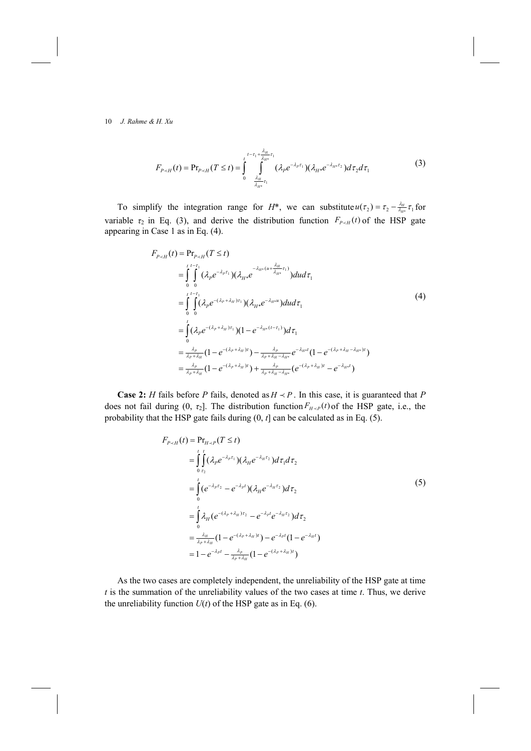$$F_{P \prec H}(t) = \Pr_{P \prec H}(T \leq t) = \int_{0}^{t} \int_{\frac{\lambda_H}{\lambda_{H^*}}\tau_1}^{t-\tau_1+\frac{\lambda_H}{\lambda_{H^*}}\tau_1} (\lambda_P e^{-\lambda_P \tau_1})(\lambda_{H^*} e^{-\lambda_{H^*}\tau_2}) d\tau_2 d\tau_1 \tag{3}$$

To simplify the integration range for $H^*$, we can substitute $u(\tau_2) = \tau_2 - \frac{\lambda_H}{\lambda_{H^*}}\tau_1$ for variable $\tau_2$ in Eq. (3), and derive the distribution function $F_{P \prec H}(t)$ of the HSP gate appearing in Case 1 as in Eq. (4).

$$\begin{aligned}
F_{P \prec H}(t) &= \Pr_{P \prec H}(T \leq t) \\
&= \int_{0}^{t} \int_{0}^{t-\tau_1} (\lambda_P e^{-\lambda_P \tau_1})(\lambda_{H^*} e^{-\lambda_{H^*}(u+\frac{\lambda_H}{\lambda_{H^*}}\tau_1)}) du d\tau_1 \\
&= \int_{0}^{t} \int_{0}^{t-\tau_1} (\lambda_P e^{-(\lambda_P+\lambda_H)\tau_1})(\lambda_{H^*} e^{-\lambda_{H^*}u}) du d\tau_1 \\
&= \int_{0}^{t} (\lambda_P e^{-(\lambda_P+\lambda_H)\tau_1})(1 - e^{-\lambda_{H^*}(t-\tau_1)}) d\tau_1 \\
&= \tfrac{\lambda_P}{\lambda_P+\lambda_H}(1 - e^{-(\lambda_P+\lambda_H)t}) - \tfrac{\lambda_P}{\lambda_P+\lambda_H-\lambda_{H^*}} e^{-\lambda_{H^*}t}(1 - e^{-(\lambda_P+\lambda_H-\lambda_{H^*})t}) \\
&= \tfrac{\lambda_P}{\lambda_P+\lambda_H}(1 - e^{-(\lambda_P+\lambda_H)t}) + \tfrac{\lambda_P}{\lambda_P+\lambda_H-\lambda_{H^*}}(e^{-(\lambda_P+\lambda_H)t} - e^{-\lambda_{H^*}t})
\end{aligned} \tag{4}$$

**Case 2:** $H$ fails before $P$ fails, denoted as $H \prec P$. In this case, it is guaranteed that $P$ does not fail during (0, $\tau_2$]. The distribution function $F_{H \prec P}(t)$ of the HSP gate, i.e., the probability that the HSP gate fails during (0, $t$] can be calculated as in Eq. (5).

$$\begin{aligned}
F_{P \prec H}(t) &= \Pr_{H \prec P}(T \leq t) \\
&= \int_{0}^{t} \int_{\tau_2}^{t} (\lambda_P e^{-\lambda_P \tau_1})(\lambda_H e^{-\lambda_H \tau_2}) d\tau_1 d\tau_2 \\
&= \int_{0}^{t} (e^{-\lambda_P \tau_2} - e^{-\lambda_P t})(\lambda_H e^{-\lambda_H \tau_2}) d\tau_2 \\
&= \int_{0}^{t} \lambda_H (e^{-(\lambda_P+\lambda_H)\tau_2} - e^{-\lambda_P t} e^{-\lambda_H \tau_2}) d\tau_2 \\
&= \tfrac{\lambda_H}{\lambda_P+\lambda_H}(1 - e^{-(\lambda_P+\lambda_H)t}) - e^{-\lambda_P t}(1 - e^{-\lambda_H t}) \\
&= 1 - e^{-\lambda_P t} - \tfrac{\lambda_P}{\lambda_P+\lambda_H}(1 - e^{-(\lambda_P+\lambda_H)t})
\end{aligned} \tag{5}$$

As the two cases are completely independent, the unreliability of the HSP gate at time $t$ is the summation of the unreliability values of the two cases at time $t$. Thus, we derive the unreliability function $U(t)$ of the HSP gate as in Eq. (6).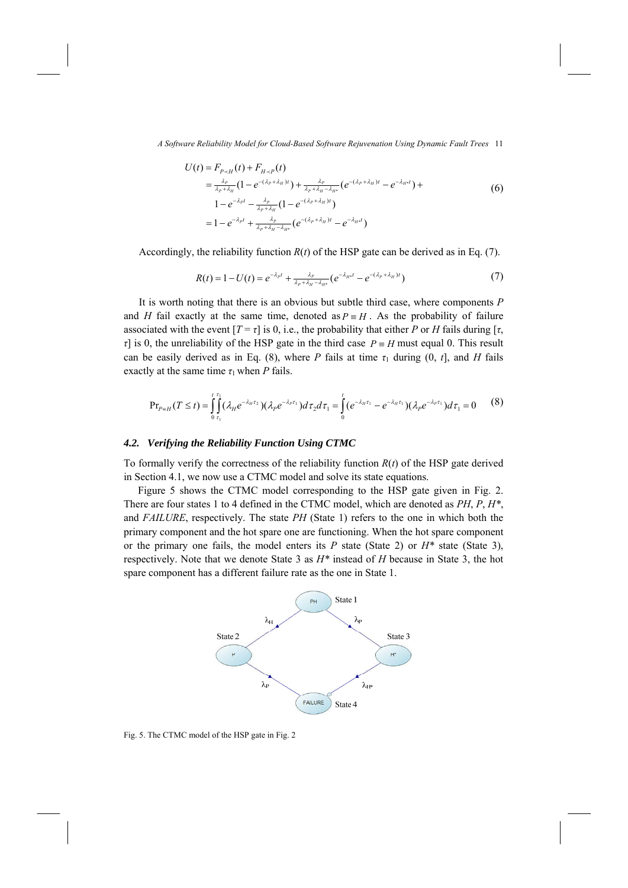$$
\begin{aligned}
U(t) &= F_{P \prec H}(t) + F_{H \prec P}(t) \\
&= \tfrac{\lambda_P}{\lambda_P + \lambda_H}(1 - e^{-(\lambda_P + \lambda_H)t}) + \tfrac{\lambda_P}{\lambda_P + \lambda_H - \lambda_{H^*}}(e^{-(\lambda_P + \lambda_H)t} - e^{-\lambda_{H^*}t}) + \\
&\quad 1 - e^{-\lambda_P t} - \tfrac{\lambda_P}{\lambda_P + \lambda_H}(1 - e^{-(\lambda_P + \lambda_H)t}) \\
&= 1 - e^{-\lambda_P t} + \tfrac{\lambda_P}{\lambda_P + \lambda_H - \lambda_{H^*}}(e^{-(\lambda_P + \lambda_H)t} - e^{-\lambda_{H^*}t})
\end{aligned}
\tag{6}
$$

Accordingly, the reliability function $R(t)$ of the HSP gate can be derived as in Eq. (7).

$$
R(t) = 1 - U(t) = e^{-\lambda_P t} + \tfrac{\lambda_P}{\lambda_P + \lambda_H - \lambda_{H^*}}(e^{-\lambda_{H^*}t} - e^{-(\lambda_P + \lambda_H)t}) \tag{7}
$$

It is worth noting that there is an obvious but subtle third case, where components $P$ and $H$ fail exactly at the same time, denoted as $P \equiv H$. As the probability of failure associated with the event $[T = \tau]$ is 0, i.e., the probability that either $P$ or $H$ fails during $[\tau, \tau]$ is 0, the unreliability of the HSP gate in the third case $P \equiv H$ must equal 0. This result can be easily derived as in Eq. (8), where $P$ fails at time $\tau_1$ during $(0, t]$, and $H$ fails exactly at the same time $\tau_1$ when $P$ fails.

$$
\Pr_{P \equiv H}(T \le t) = \int_0^t \int_{\tau_1}^{\tau_1} (\lambda_H e^{-\lambda_H \tau_2})(\lambda_P e^{-\lambda_P \tau_1}) d\tau_2 d\tau_1 = \int_0^t (e^{-\lambda_H \tau_1} - e^{-\lambda_H \tau_1})(\lambda_P e^{-\lambda_P \tau_1}) d\tau_1 = 0 \tag{8}
$$

### *4.2. Verifying the Reliability Function Using CTMC*

To formally verify the correctness of the reliability function $R(t)$ of the HSP gate derived in Section 4.1, we now use a CTMC model and solve its state equations.

Figure 5 shows the CTMC model corresponding to the HSP gate given in Fig. 2. There are four states 1 to 4 defined in the CTMC model, which are denoted as *PH*, *P*, *H\**, and *FAILURE*, respectively. The state *PH* (State 1) refers to the one in which both the primary component and the hot spare one are functioning. When the hot spare component or the primary one fails, the model enters its *P* state (State 2) or *H\** state (State 3), respectively. Note that we denote State 3 as *H\** instead of *H* because in State 3, the hot spare component has a different failure rate as the one in State 1.

Fig. 5. The CTMC model of the HSP gate in Fig. 2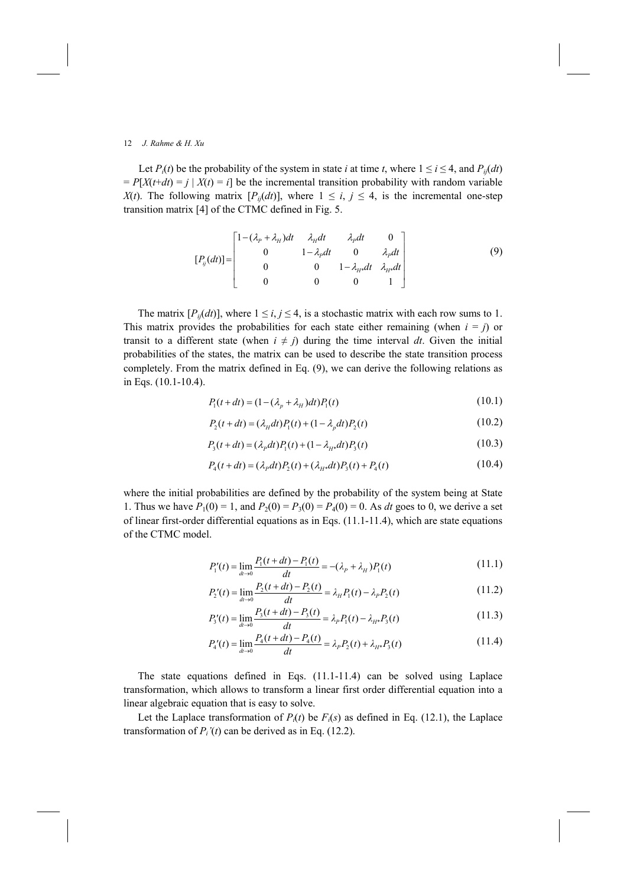Let $P_i(t)$ be the probability of the system in state $i$ at time $t$, where $1 \leq i \leq 4$, and $P_{ij}(dt) = P[X(t+dt) = j \mid X(t) = i]$ be the incremental transition probability with random variable $X(t)$. The following matrix $[P_{ij}(dt)]$, where $1 \leq i, j \leq 4$, is the incremental one-step transition matrix [4] of the CTMC defined in Fig. 5.

$$[P_{ij}(dt)] = \begin{bmatrix} 1-(\lambda_P + \lambda_H)dt & \lambda_H dt & \lambda_P dt & 0 \\ 0 & 1-\lambda_P dt & 0 & \lambda_P dt \\ 0 & 0 & 1-\lambda_{H^*} dt & \lambda_{H^*} dt \\ 0 & 0 & 0 & 1 \end{bmatrix} \tag{9}$$

The matrix $[P_{ij}(dt)]$, where $1 \leq i, j \leq 4$, is a stochastic matrix with each row sums to 1. This matrix provides the probabilities for each state either remaining (when $i = j$) or transit to a different state (when $i \neq j$) during the time interval $dt$. Given the initial probabilities of the states, the matrix can be used to describe the state transition process completely. From the matrix defined in Eq. (9), we can derive the following relations as in Eqs. (10.1-10.4).

$$P_1(t+dt) = (1-(\lambda_p + \lambda_H)dt)P_1(t) \tag{10.1}$$

$$P_2(t+dt) = (\lambda_H dt)P_1(t) + (1-\lambda_p dt)P_2(t) \tag{10.2}$$

$$P_3(t+dt) = (\lambda_P dt)P_1(t) + (1-\lambda_{H^*} dt)P_3(t) \tag{10.3}$$

$$P_4(t+dt) = (\lambda_P dt)P_2(t) + (\lambda_{H^*} dt)P_3(t) + P_4(t) \tag{10.4}$$

where the initial probabilities are defined by the probability of the system being at State 1. Thus we have $P_1(0) = 1$, and $P_2(0) = P_3(0) = P_4(0) = 0$. As $dt$ goes to 0, we derive a set of linear first-order differential equations as in Eqs. (11.1-11.4), which are state equations of the CTMC model.

$$P_1'(t) = \lim_{dt \to 0} \frac{P_1(t+dt) - P_1(t)}{dt} = -(\lambda_P + \lambda_H)P_1(t) \tag{11.1}$$

$$P_2'(t) = \lim_{dt \to 0} \frac{P_2(t+dt) - P_2(t)}{dt} = \lambda_H P_1(t) - \lambda_P P_2(t) \tag{11.2}$$

$$P_3'(t) = \lim_{dt \to 0} \frac{P_3(t+dt) - P_3(t)}{dt} = \lambda_P P_1(t) - \lambda_{H^*} P_3(t) \tag{11.3}$$

$$P_4'(t) = \lim_{dt \to 0} \frac{P_4(t+dt) - P_4(t)}{dt} = \lambda_P P_2(t) + \lambda_{H^*} P_3(t) \tag{11.4}$$

The state equations defined in Eqs. (11.1-11.4) can be solved using Laplace transformation, which allows to transform a linear first order differential equation into a linear algebraic equation that is easy to solve.

Let the Laplace transformation of $P_i(t)$ be $F_i(s)$ as defined in Eq. (12.1), the Laplace transformation of $P_i'(t)$ can be derived as in Eq. (12.2).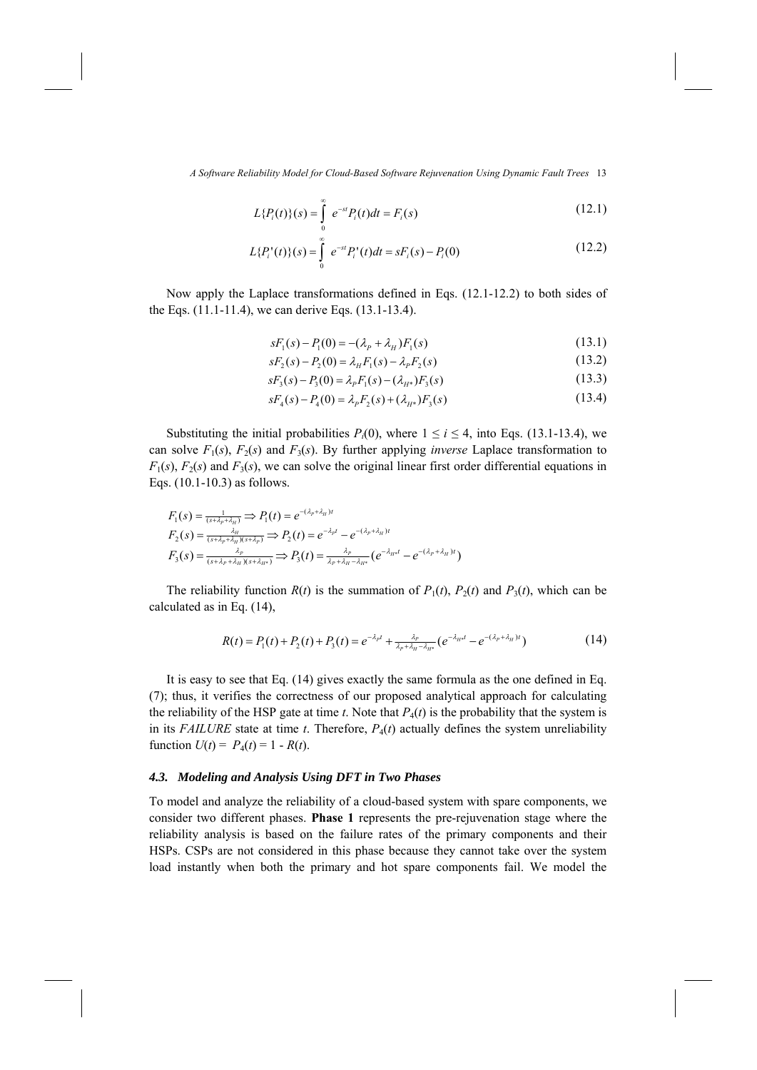$$L\{P_i(t)\}(s) = \int_0^{\infty} e^{-st} P_i(t)dt = F_i(s) \tag{12.1}$$

$$L\{P_i'(t)\}(s) = \int_0^{\infty} e^{-st} P_i'(t)dt = sF_i(s) - P_i(0) \tag{12.2}$$

Now apply the Laplace transformations defined in Eqs. (12.1-12.2) to both sides of the Eqs. (11.1-11.4), we can derive Eqs. (13.1-13.4).

$$sF_1(s) - P_1(0) = -(\lambda_P + \lambda_H)F_1(s) \tag{13.1}$$

$$sF_2(s) - P_2(0) = \lambda_H F_1(s) - \lambda_P F_2(s) \tag{13.2}$$

$$sF_3(s) - P_3(0) = \lambda_P F_1(s) - (\lambda_{H^*})F_3(s) \tag{13.3}$$

$$sF_4(s) - P_4(0) = \lambda_P F_2(s) + (\lambda_{H^*})F_3(s) \tag{13.4}$$

Substituting the initial probabilities $P_i(0)$, where $1 \le i \le 4$, into Eqs. (13.1-13.4), we can solve $F_1(s)$, $F_2(s)$ and $F_3(s)$. By further applying *inverse* Laplace transformation to $F_1(s)$, $F_2(s)$ and $F_3(s)$, we can solve the original linear first order differential equations in Eqs. (10.1-10.3) as follows.

$$F_1(s) = \tfrac{1}{(s+\lambda_P+\lambda_H)} \Rightarrow P_1(t) = e^{-(\lambda_P+\lambda_H)t}$$

$$F_2(s) = \tfrac{\lambda_H}{(s+\lambda_P+\lambda_H)(s+\lambda_P)} \Rightarrow P_2(t) = e^{-\lambda_P t} - e^{-(\lambda_P+\lambda_H)t}$$

$$F_3(s) = \tfrac{\lambda_P}{(s+\lambda_P+\lambda_H)(s+\lambda_{H^*})} \Rightarrow P_3(t) = \tfrac{\lambda_P}{\lambda_P+\lambda_H-\lambda_{H^*}}(e^{-\lambda_{H^*}t} - e^{-(\lambda_P+\lambda_H)t})$$

The reliability function $R(t)$ is the summation of $P_1(t)$, $P_2(t)$ and $P_3(t)$, which can be calculated as in Eq. (14),

$$R(t) = P_1(t) + P_2(t) + P_3(t) = e^{-\lambda_P t} + \tfrac{\lambda_P}{\lambda_P+\lambda_H-\lambda_{H^*}}(e^{-\lambda_{H^*}t} - e^{-(\lambda_P+\lambda_H)t}) \tag{14}$$

It is easy to see that Eq. (14) gives exactly the same formula as the one defined in Eq. (7); thus, it verifies the correctness of our proposed analytical approach for calculating the reliability of the HSP gate at time $t$. Note that $P_4(t)$ is the probability that the system is in its *FAILURE* state at time $t$. Therefore, $P_4(t)$ actually defines the system unreliability function $U(t) = P_4(t) = 1 - R(t)$.

### *4.3. Modeling and Analysis Using DFT in Two Phases*

To model and analyze the reliability of a cloud-based system with spare components, we consider two different phases. **Phase 1** represents the pre-rejuvenation stage where the reliability analysis is based on the failure rates of the primary components and their HSPs. CSPs are not considered in this phase because they cannot take over the system load instantly when both the primary and hot spare components fail. We model the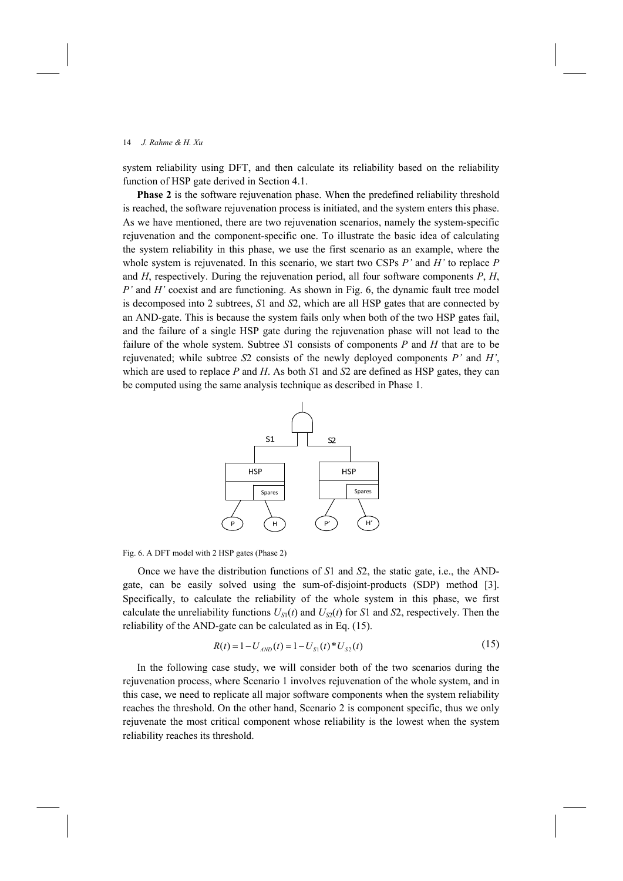system reliability using DFT, and then calculate its reliability based on the reliability function of HSP gate derived in Section 4.1.

**Phase 2** is the software rejuvenation phase. When the predefined reliability threshold is reached, the software rejuvenation process is initiated, and the system enters this phase. As we have mentioned, there are two rejuvenation scenarios, namely the system-specific rejuvenation and the component-specific one. To illustrate the basic idea of calculating the system reliability in this phase, we use the first scenario as an example, where the whole system is rejuvenated. In this scenario, we start two CSPs *P'* and *H'* to replace *P* and *H*, respectively. During the rejuvenation period, all four software components *P*, *H*, *P'* and *H'* coexist and are functioning. As shown in Fig. 6, the dynamic fault tree model is decomposed into 2 subtrees, *S*1 and *S*2, which are all HSP gates that are connected by an AND-gate. This is because the system fails only when both of the two HSP gates fail, and the failure of a single HSP gate during the rejuvenation phase will not lead to the failure of the whole system. Subtree *S*1 consists of components *P* and *H* that are to be rejuvenated; while subtree *S*2 consists of the newly deployed components *P'* and *H'*, which are used to replace *P* and *H*. As both *S*1 and *S*2 are defined as HSP gates, they can be computed using the same analysis technique as described in Phase 1.

Fig. 6. A DFT model with 2 HSP gates (Phase 2)

Once we have the distribution functions of *S*1 and *S*2, the static gate, i.e., the AND-gate, can be easily solved using the sum-of-disjoint-products (SDP) method [3]. Specifically, to calculate the reliability of the whole system in this phase, we first calculate the unreliability functions $U_{S1}(t)$ and $U_{S2}(t)$ for *S*1 and *S*2, respectively. Then the reliability of the AND-gate can be calculated as in Eq. (15).

$$R(t) = 1 - U_{AND}(t) = 1 - U_{S1}(t) * U_{S2}(t) \tag{15}$$

In the following case study, we will consider both of the two scenarios during the rejuvenation process, where Scenario 1 involves rejuvenation of the whole system, and in this case, we need to replicate all major software components when the system reliability reaches the threshold. On the other hand, Scenario 2 is component specific, thus we only rejuvenate the most critical component whose reliability is the lowest when the system reliability reaches its threshold.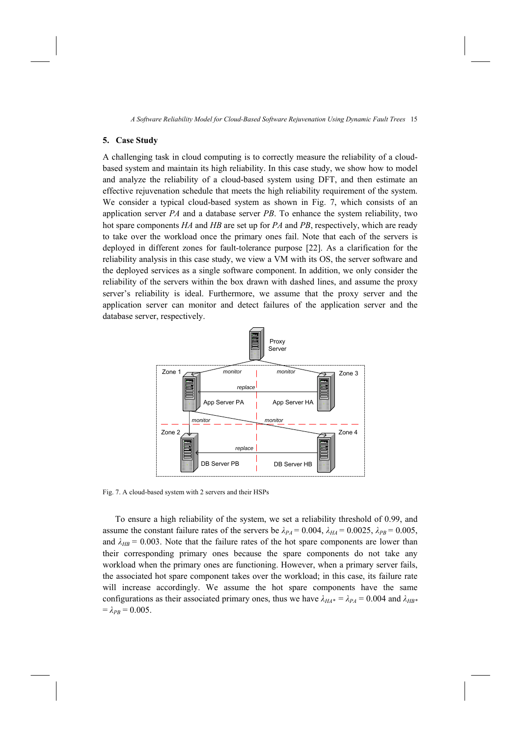## 5. Case Study

A challenging task in cloud computing is to correctly measure the reliability of a cloud-based system and maintain its high reliability. In this case study, we show how to model and analyze the reliability of a cloud-based system using DFT, and then estimate an effective rejuvenation schedule that meets the high reliability requirement of the system. We consider a typical cloud-based system as shown in Fig. 7, which consists of an application server *PA* and a database server *PB*. To enhance the system reliability, two hot spare components *HA* and *HB* are set up for *PA* and *PB*, respectively, which are ready to take over the workload once the primary ones fail. Note that each of the servers is deployed in different zones for fault-tolerance purpose [22]. As a clarification for the reliability analysis in this case study, we view a VM with its OS, the server software and the deployed services as a single software component. In addition, we only consider the reliability of the servers within the box drawn with dashed lines, and assume the proxy server's reliability is ideal. Furthermore, we assume that the proxy server and the application server can monitor and detect failures of the application server and the database server, respectively.

Fig. 7. A cloud-based system with 2 servers and their HSPs

To ensure a high reliability of the system, we set a reliability threshold of 0.99, and assume the constant failure rates of the servers be $\lambda_{PA} = 0.004$, $\lambda_{HA} = 0.0025$, $\lambda_{PB} = 0.005$, and $\lambda_{HB} = 0.003$. Note that the failure rates of the hot spare components are lower than their corresponding primary ones because the spare components do not take any workload when the primary ones are functioning. However, when a primary server fails, the associated hot spare component takes over the workload; in this case, its failure rate will increase accordingly. We assume the hot spare components have the same configurations as their associated primary ones, thus we have $\lambda_{HA*} = \lambda_{PA} = 0.004$ and $\lambda_{HB*} = \lambda_{PB} = 0.005$.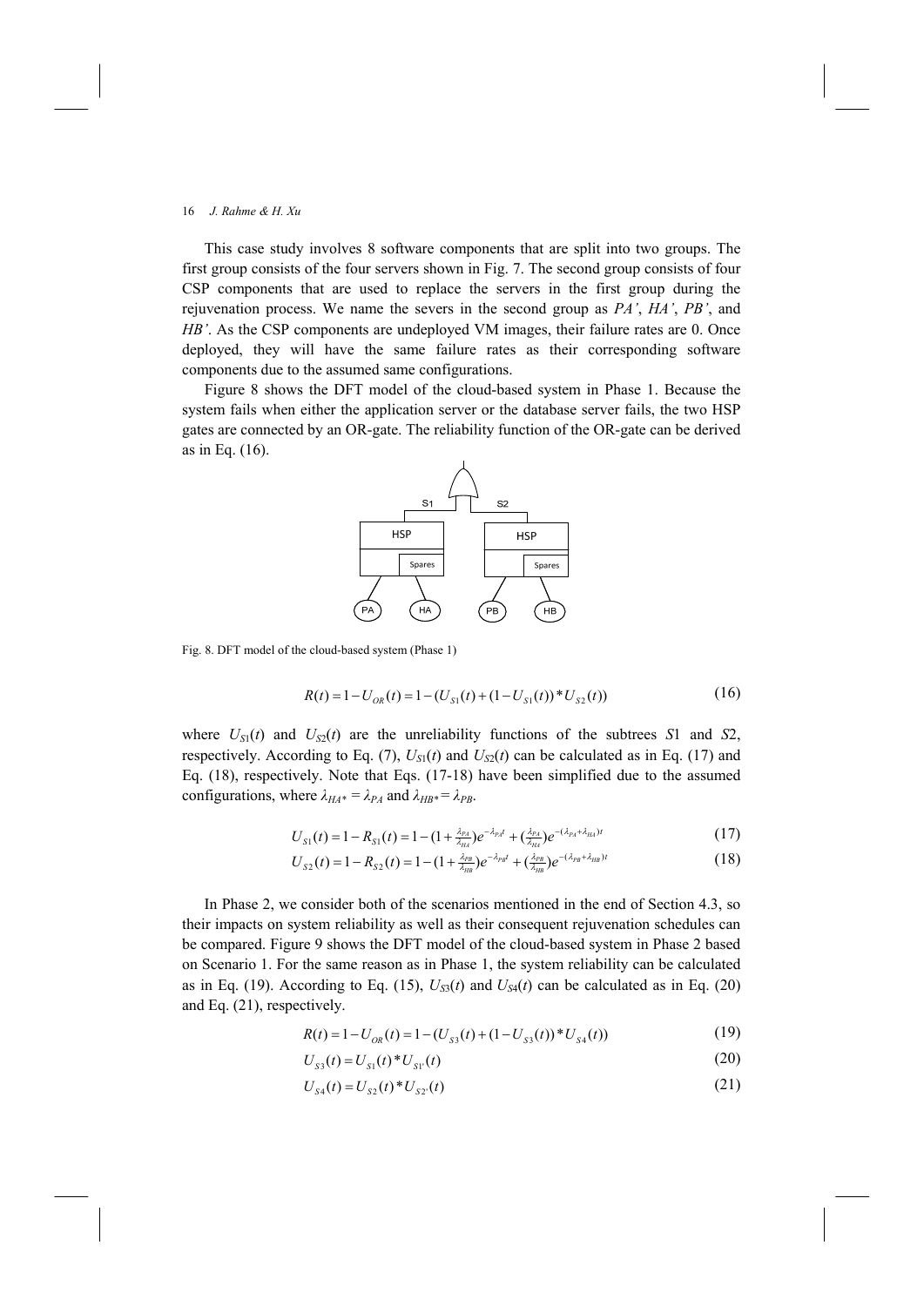This case study involves 8 software components that are split into two groups. The first group consists of the four servers shown in Fig. 7. The second group consists of four CSP components that are used to replace the servers in the first group during the rejuvenation process. We name the severs in the second group as *PA'*, *HA'*, *PB'*, and *HB'*. As the CSP components are undeployed VM images, their failure rates are 0. Once deployed, they will have the same failure rates as their corresponding software components due to the assumed same configurations.

Figure 8 shows the DFT model of the cloud-based system in Phase 1. Because the system fails when either the application server or the database server fails, the two HSP gates are connected by an OR-gate. The reliability function of the OR-gate can be derived as in Eq. (16).

Fig. 8. DFT model of the cloud-based system (Phase 1)

$$R(t) = 1 - U_{OR}(t) = 1 - (U_{S1}(t) + (1 - U_{S1}(t)) * U_{S2}(t)) \tag{16}$$

where $U_{S1}(t)$ and $U_{S2}(t)$ are the unreliability functions of the subtrees $S1$ and $S2$, respectively. According to Eq. (7), $U_{S1}(t)$ and $U_{S2}(t)$ can be calculated as in Eq. (17) and Eq. (18), respectively. Note that Eqs. (17-18) have been simplified due to the assumed configurations, where $\lambda_{HA^*} = \lambda_{PA}$ and $\lambda_{HB^*} = \lambda_{PB}$.

$$U_{S1}(t) = 1 - R_{S1}(t) = 1 - (1 + \tfrac{\lambda_{PA}}{\lambda_{HA}})e^{-\lambda_{PA}t} + (\tfrac{\lambda_{PA}}{\lambda_{HA}})e^{-(\lambda_{PA}+\lambda_{HA})t} \tag{17}$$

$$U_{S2}(t) = 1 - R_{S2}(t) = 1 - (1 + \tfrac{\lambda_{PB}}{\lambda_{HB}})e^{-\lambda_{PB}t} + (\tfrac{\lambda_{PB}}{\lambda_{HB}})e^{-(\lambda_{PB}+\lambda_{HB})t} \tag{18}$$

In Phase 2, we consider both of the scenarios mentioned in the end of Section 4.3, so their impacts on system reliability as well as their consequent rejuvenation schedules can be compared. Figure 9 shows the DFT model of the cloud-based system in Phase 2 based on Scenario 1. For the same reason as in Phase 1, the system reliability can be calculated as in Eq. (19). According to Eq. (15), $U_{S3}(t)$ and $U_{S4}(t)$ can be calculated as in Eq. (20) and Eq. (21), respectively.

$$R(t) = 1 - U_{OR}(t) = 1 - (U_{S3}(t) + (1 - U_{S3}(t)) * U_{S4}(t)) \tag{19}$$

$$U_{S3}(t) = U_{S1}(t) * U_{S1'}(t) \tag{20}$$

$$U_{S4}(t) = U_{S2}(t) * U_{S2'}(t) \tag{21}$$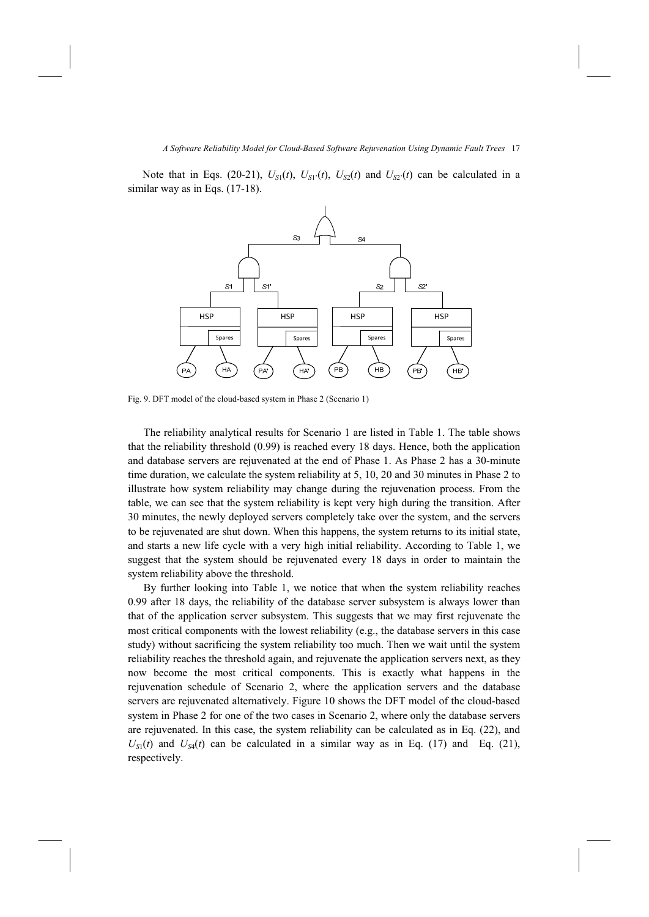Note that in Eqs. (20-21), $U_{S1}(t)$, $U_{S1'}(t)$, $U_{S2}(t)$ and $U_{S2'}(t)$ can be calculated in a similar way as in Eqs. (17-18).

Fig. 9. DFT model of the cloud-based system in Phase 2 (Scenario 1)

The reliability analytical results for Scenario 1 are listed in Table 1. The table shows that the reliability threshold (0.99) is reached every 18 days. Hence, both the application and database servers are rejuvenated at the end of Phase 1. As Phase 2 has a 30-minute time duration, we calculate the system reliability at 5, 10, 20 and 30 minutes in Phase 2 to illustrate how system reliability may change during the rejuvenation process. From the table, we can see that the system reliability is kept very high during the transition. After 30 minutes, the newly deployed servers completely take over the system, and the servers to be rejuvenated are shut down. When this happens, the system returns to its initial state, and starts a new life cycle with a very high initial reliability. According to Table 1, we suggest that the system should be rejuvenated every 18 days in order to maintain the system reliability above the threshold.

By further looking into Table 1, we notice that when the system reliability reaches 0.99 after 18 days, the reliability of the database server subsystem is always lower than that of the application server subsystem. This suggests that we may first rejuvenate the most critical components with the lowest reliability (e.g., the database servers in this case study) without sacrificing the system reliability too much. Then we wait until the system reliability reaches the threshold again, and rejuvenate the application servers next, as they now become the most critical components. This is exactly what happens in the rejuvenation schedule of Scenario 2, where the application servers and the database servers are rejuvenated alternatively. Figure 10 shows the DFT model of the cloud-based system in Phase 2 for one of the two cases in Scenario 2, where only the database servers are rejuvenated. In this case, the system reliability can be calculated as in Eq. (22), and $U_{S1}(t)$ and $U_{S4}(t)$ can be calculated in a similar way as in Eq. (17) and Eq. (21), respectively.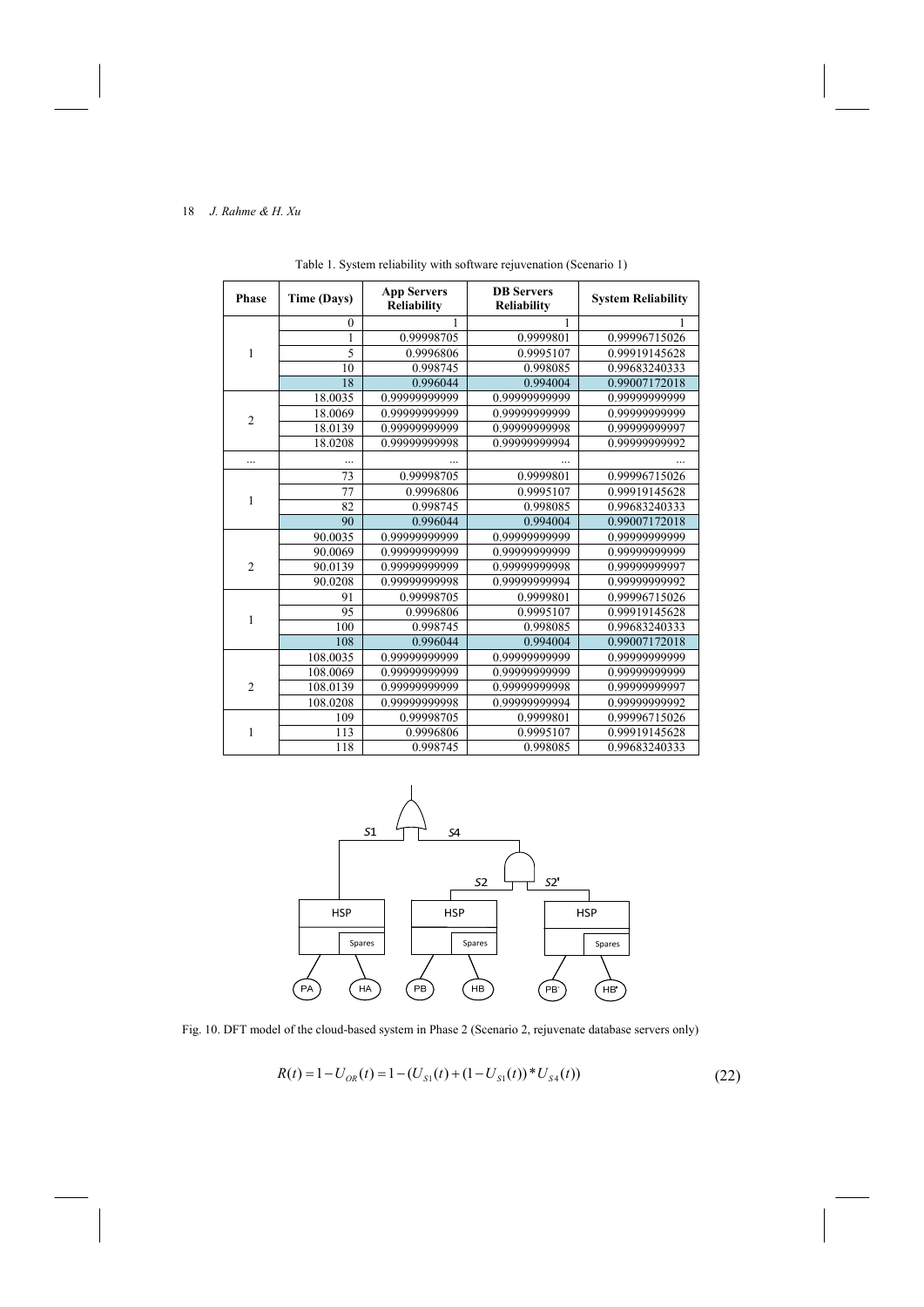Table 1. System reliability with software rejuvenation (Scenario 1)

| Phase | Time (Days) | App Servers Reliability | DB Servers Reliability | System Reliability |
|---|---|---|---|---|
| 1 | 0 | 1 | 1 | 1 |
| | 1 | 0.99998705 | 0.9999801 | 0.99996715026 |
| | 5 | 0.9996806 | 0.9995107 | 0.99919145628 |
| | 10 | 0.998745 | 0.998085 | 0.99683240333 |
| | 18 | 0.996044 | 0.994004 | 0.99007172018 |
| 2 | 18.0035 | 0.99999999999 | 0.99999999999 | 0.99999999999 |
| | 18.0069 | 0.99999999999 | 0.99999999999 | 0.99999999999 |
| | 18.0139 | 0.99999999999 | 0.99999999998 | 0.99999999997 |
| | 18.0208 | 0.99999999998 | 0.99999999994 | 0.99999999992 |
| ... | ... | ... | ... | ... |
| 1 | 73 | 0.99998705 | 0.9999801 | 0.99996715026 |
| | 77 | 0.9996806 | 0.9995107 | 0.99919145628 |
| | 82 | 0.998745 | 0.998085 | 0.99683240333 |
| | 90 | 0.996044 | 0.994004 | 0.99007172018 |
| 2 | 90.0035 | 0.99999999999 | 0.99999999999 | 0.99999999999 |
| | 90.0069 | 0.99999999999 | 0.99999999999 | 0.99999999999 |
| | 90.0139 | 0.99999999999 | 0.99999999998 | 0.99999999997 |
| | 90.0208 | 0.99999999998 | 0.99999999994 | 0.99999999992 |
| 1 | 91 | 0.99998705 | 0.9999801 | 0.99996715026 |
| | 95 | 0.9996806 | 0.9995107 | 0.99919145628 |
| | 100 | 0.998745 | 0.998085 | 0.99683240333 |
| | 108 | 0.996044 | 0.994004 | 0.99007172018 |
| 2 | 108.0035 | 0.99999999999 | 0.99999999999 | 0.99999999999 |
| | 108.0069 | 0.99999999999 | 0.99999999999 | 0.99999999999 |
| | 108.0139 | 0.99999999999 | 0.99999999998 | 0.99999999997 |
| | 108.0208 | 0.99999999998 | 0.99999999994 | 0.99999999992 |
| 1 | 109 | 0.99998705 | 0.9999801 | 0.99996715026 |
| | 113 | 0.9996806 | 0.9995107 | 0.99919145628 |
| | 118 | 0.998745 | 0.998085 | 0.99683240333 |

Fig. 10. DFT model of the cloud-based system in Phase 2 (Scenario 2, rejuvenate database servers only)

$$R(t) = 1 - U_{OR}(t) = 1 - (U_{S1}(t) + (1 - U_{S1}(t)) * U_{S4}(t)) \tag{22}$$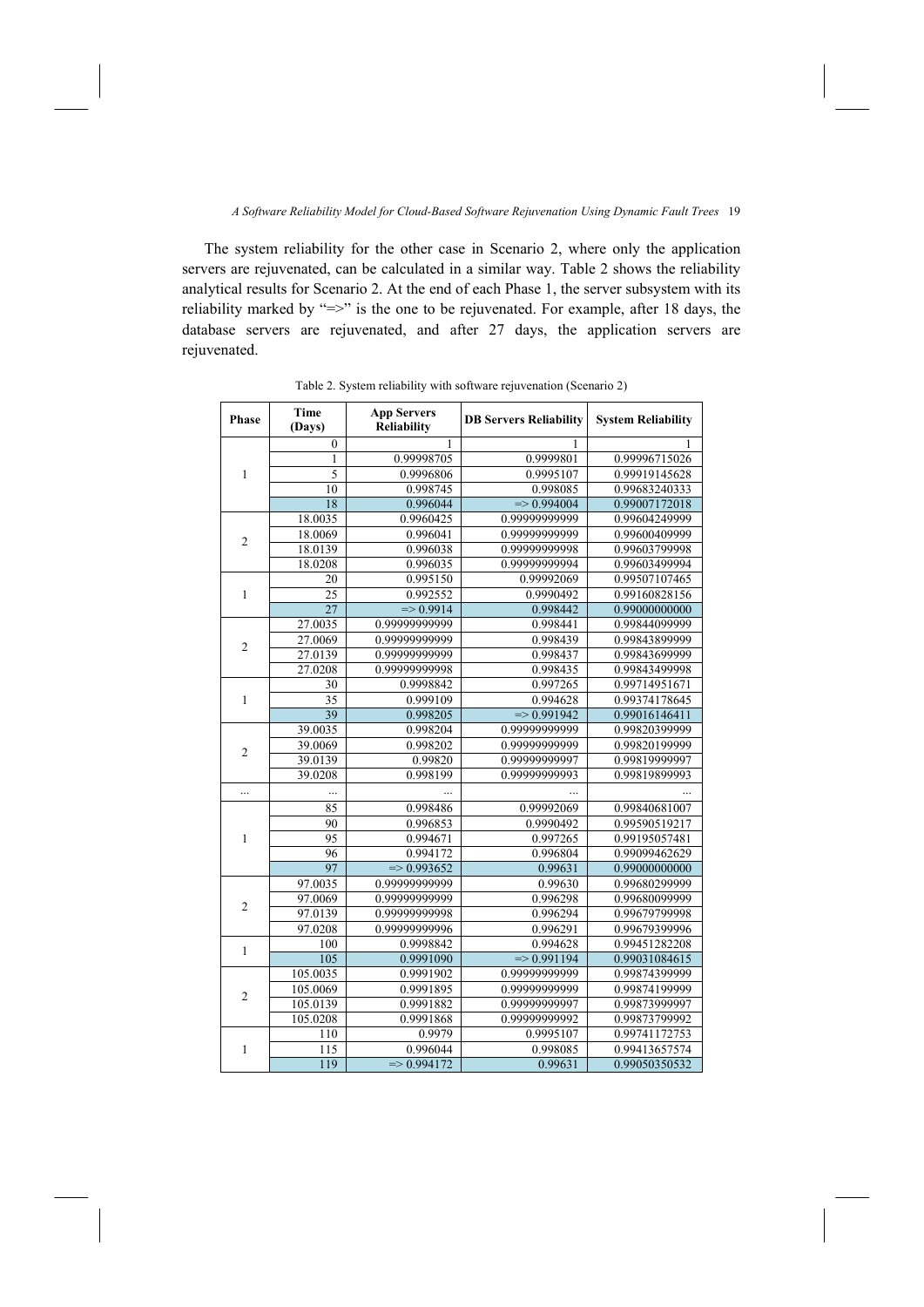The system reliability for the other case in Scenario 2, where only the application servers are rejuvenated, can be calculated in a similar way. Table 2 shows the reliability analytical results for Scenario 2. At the end of each Phase 1, the server subsystem with its reliability marked by "=>" is the one to be rejuvenated. For example, after 18 days, the database servers are rejuvenated, and after 27 days, the application servers are rejuvenated.

Table 2. System reliability with software rejuvenation (Scenario 2)

| Phase | Time (Days) | App Servers Reliability | DB Servers Reliability | System Reliability |
|---|---|---|---|---|
| 1 | 0 | 1 | 1 | 1 |
| | 1 | 0.99998705 | 0.9999801 | 0.99996715026 |
| | 5 | 0.9996806 | 0.9995107 | 0.99919145628 |
| | 10 | 0.998745 | 0.998085 | 0.99683240333 |
| | 18 | 0.996044 | => 0.994004 | 0.99007172018 |
| 2 | 18.0035 | 0.9960425 | 0.99999999999 | 0.99604249999 |
| | 18.0069 | 0.996041 | 0.99999999999 | 0.99600409999 |
| | 18.0139 | 0.996038 | 0.99999999998 | 0.99603799998 |
| | 18.0208 | 0.996035 | 0.99999999994 | 0.99603499994 |
| 1 | 20 | 0.995150 | 0.99992069 | 0.99507107465 |
| | 25 | 0.992552 | 0.9990492 | 0.99160828156 |
| | 27 | => 0.9914 | 0.998442 | 0.99000000000 |
| 2 | 27.0035 | 0.99999999999 | 0.998441 | 0.99844099999 |
| | 27.0069 | 0.99999999999 | 0.998439 | 0.99843899999 |
| | 27.0139 | 0.99999999999 | 0.998437 | 0.99843699999 |
| | 27.0208 | 0.99999999998 | 0.998435 | 0.99843499998 |
| 1 | 30 | 0.9998842 | 0.997265 | 0.99714951671 |
| | 35 | 0.999109 | 0.994628 | 0.99374178645 |
| | 39 | 0.998205 | => 0.991942 | 0.99016146411 |
| 2 | 39.0035 | 0.998204 | 0.99999999999 | 0.99820399999 |
| | 39.0069 | 0.998202 | 0.99999999999 | 0.99820199999 |
| | 39.0139 | 0.99820 | 0.99999999997 | 0.99819999997 |
| | 39.0208 | 0.998199 | 0.99999999993 | 0.99819899993 |
| ... | ... | ... | ... | ... |
| 1 | 85 | 0.998486 | 0.99992069 | 0.99840681007 |
| | 90 | 0.996853 | 0.9990492 | 0.99590519217 |
| | 95 | 0.994671 | 0.997265 | 0.99195057481 |
| | 96 | 0.994172 | 0.996804 | 0.99099462629 |
| | 97 | => 0.993652 | 0.99631 | 0.99000000000 |
| 2 | 97.0035 | 0.99999999999 | 0.99630 | 0.99680299999 |
| | 97.0069 | 0.99999999999 | 0.996298 | 0.99680099999 |
| | 97.0139 | 0.99999999998 | 0.996294 | 0.99679799998 |
| | 97.0208 | 0.99999999996 | 0.996291 | 0.99679399996 |
| 1 | 100 | 0.9998842 | 0.994628 | 0.99451282208 |
| | 105 | 0.9991090 | => 0.991194 | 0.99031084615 |
| 2 | 105.0035 | 0.9991902 | 0.99999999999 | 0.99874399999 |
| | 105.0069 | 0.9991895 | 0.99999999999 | 0.99874199999 |
| | 105.0139 | 0.9991882 | 0.99999999997 | 0.99873999997 |
| | 105.0208 | 0.9991868 | 0.99999999992 | 0.99873799992 |
| 1 | 110 | 0.9979 | 0.9995107 | 0.99741172753 |
| | 115 | 0.996044 | 0.998085 | 0.99413657574 |
| | 119 | => 0.994172 | 0.99631 | 0.99050350532 |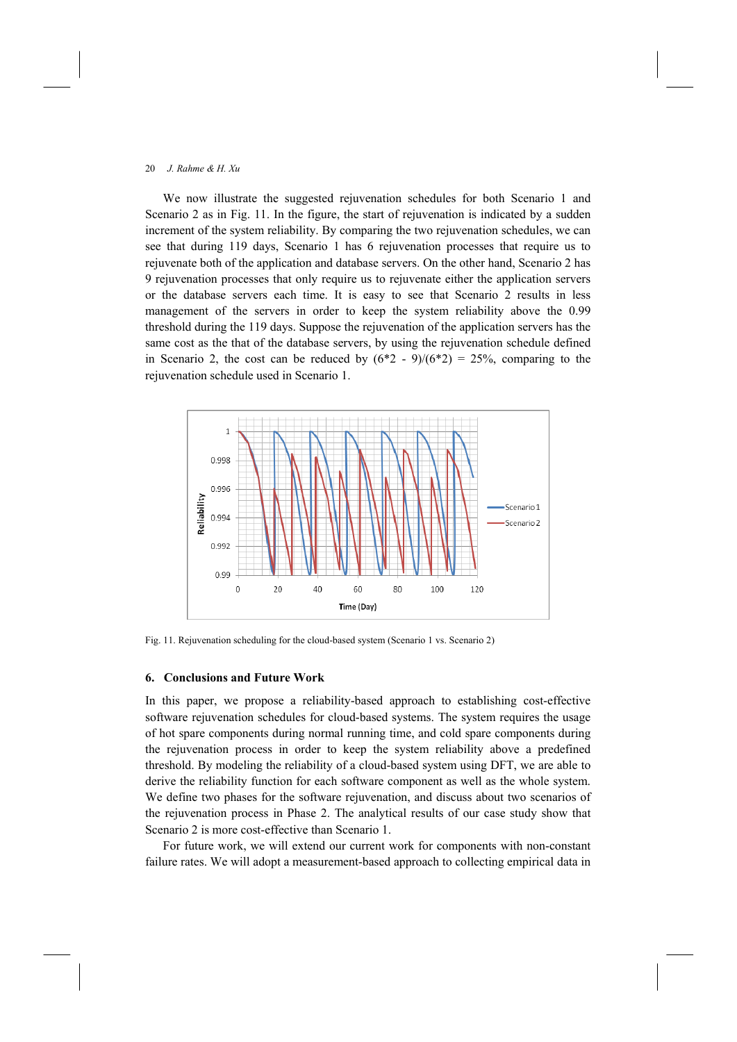We now illustrate the suggested rejuvenation schedules for both Scenario 1 and Scenario 2 as in Fig. 11. In the figure, the start of rejuvenation is indicated by a sudden increment of the system reliability. By comparing the two rejuvenation schedules, we can see that during 119 days, Scenario 1 has 6 rejuvenation processes that require us to rejuvenate both of the application and database servers. On the other hand, Scenario 2 has 9 rejuvenation processes that only require us to rejuvenate either the application servers or the database servers each time. It is easy to see that Scenario 2 results in less management of the servers in order to keep the system reliability above the 0.99 threshold during the 119 days. Suppose the rejuvenation of the application servers has the same cost as the that of the database servers, by using the rejuvenation schedule defined in Scenario 2, the cost can be reduced by (6*2 - 9)/(6*2) = 25%, comparing to the rejuvenation schedule used in Scenario 1.

Fig. 11. Rejuvenation scheduling for the cloud-based system (Scenario 1 vs. Scenario 2)

## 6. Conclusions and Future Work

In this paper, we propose a reliability-based approach to establishing cost-effective software rejuvenation schedules for cloud-based systems. The system requires the usage of hot spare components during normal running time, and cold spare components during the rejuvenation process in order to keep the system reliability above a predefined threshold. By modeling the reliability of a cloud-based system using DFT, we are able to derive the reliability function for each software component as well as the whole system. We define two phases for the software rejuvenation, and discuss about two scenarios of the rejuvenation process in Phase 2. The analytical results of our case study show that Scenario 2 is more cost-effective than Scenario 1.

For future work, we will extend our current work for components with non-constant failure rates. We will adopt a measurement-based approach to collecting empirical data in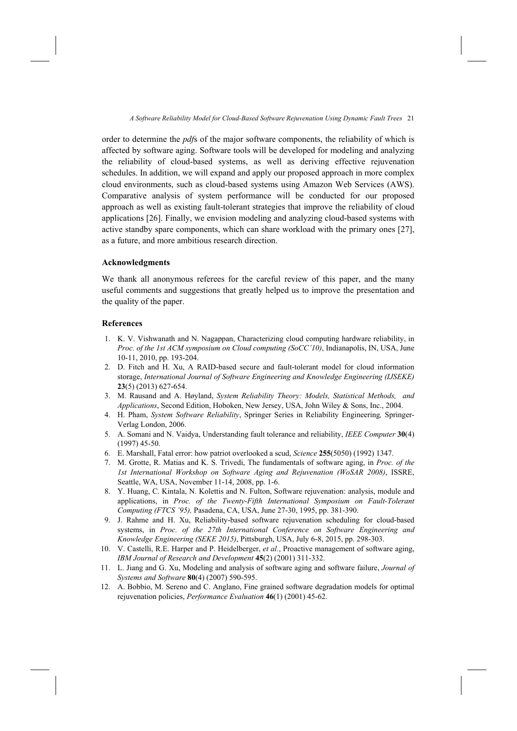order to determine the *pdf*s of the major software components, the reliability of which is affected by software aging. Software tools will be developed for modeling and analyzing the reliability of cloud-based systems, as well as deriving effective rejuvenation schedules. In addition, we will expand and apply our proposed approach in more complex cloud environments, such as cloud-based systems using Amazon Web Services (AWS). Comparative analysis of system performance will be conducted for our proposed approach as well as existing fault-tolerant strategies that improve the reliability of cloud applications [26]. Finally, we envision modeling and analyzing cloud-based systems with active standby spare components, which can share workload with the primary ones [27], as a future, and more ambitious research direction.

### Acknowledgments

We thank all anonymous referees for the careful review of this paper, and the many useful comments and suggestions that greatly helped us to improve the presentation and the quality of the paper.

### References

1. K. V. Vishwanath and N. Nagappan, Characterizing cloud computing hardware reliability, in *Proc. of the 1st ACM symposium on Cloud computing (SoCC'10)*, Indianapolis, IN, USA, June 10-11, 2010, pp. 193-204.
2. D. Fitch and H. Xu, A RAID-based secure and fault-tolerant model for cloud information storage, *International Journal of Software Engineering and Knowledge Engineering (IJSEKE)* **23**(5) (2013) 627-654.
3. M. Rausand and A. Høyland, *System Reliability Theory: Models, Statistical Methods, and Applications*, Second Edition, Hoboken, New Jersey, USA, John Wiley & Sons, Inc., 2004.
4. H. Pham, *System Software Reliability*, Springer Series in Reliability Engineering*,* Springer-Verlag London, 2006.
5. A. Somani and N. Vaidya, Understanding fault tolerance and reliability, *IEEE Computer* **30**(4) (1997) 45-50.
6. E. Marshall, Fatal error: how patriot overlooked a scud, *Science* **255**(5050) (1992) 1347.
7. M. Grotte, R. Matias and K. S. Trivedi, The fundamentals of software aging, in *Proc. of the 1st International Workshop on Software Aging and Rejuvenation (WoSAR 2008)*, ISSRE, Seattle, WA, USA, November 11-14, 2008, pp. 1-6.
8. Y. Huang, C. Kintala, N. Kolettis and N. Fulton, Software rejuvenation: analysis, module and applications, in *Proc. of the Twenty-Fifth International Symposium on Fault-Tolerant Computing (FTCS '95),* Pasadena, CA, USA, June 27-30, 1995, pp. 381-390.
9. J. Rahme and H. Xu, Reliability-based software rejuvenation scheduling for cloud-based systems, in *Proc. of the 27th International Conference on Software Engineering and Knowledge Engineering (SEKE 2015)*, Pittsburgh, USA, July 6-8, 2015, pp. 298-303.
10. V. Castelli, R.E. Harper and P. Heidelberger, *et al.*, Proactive management of software aging, *IBM Journal of Research and Development* **45**(2) (2001) 311-332.
11. L. Jiang and G. Xu, Modeling and analysis of software aging and software failure, *Journal of Systems and Software* **80**(4) (2007) 590-595.
12. A. Bobbio, M. Sereno and C. Anglano, Fine grained software degradation models for optimal rejuvenation policies, *Performance Evaluation* **46**(1) (2001) 45-62.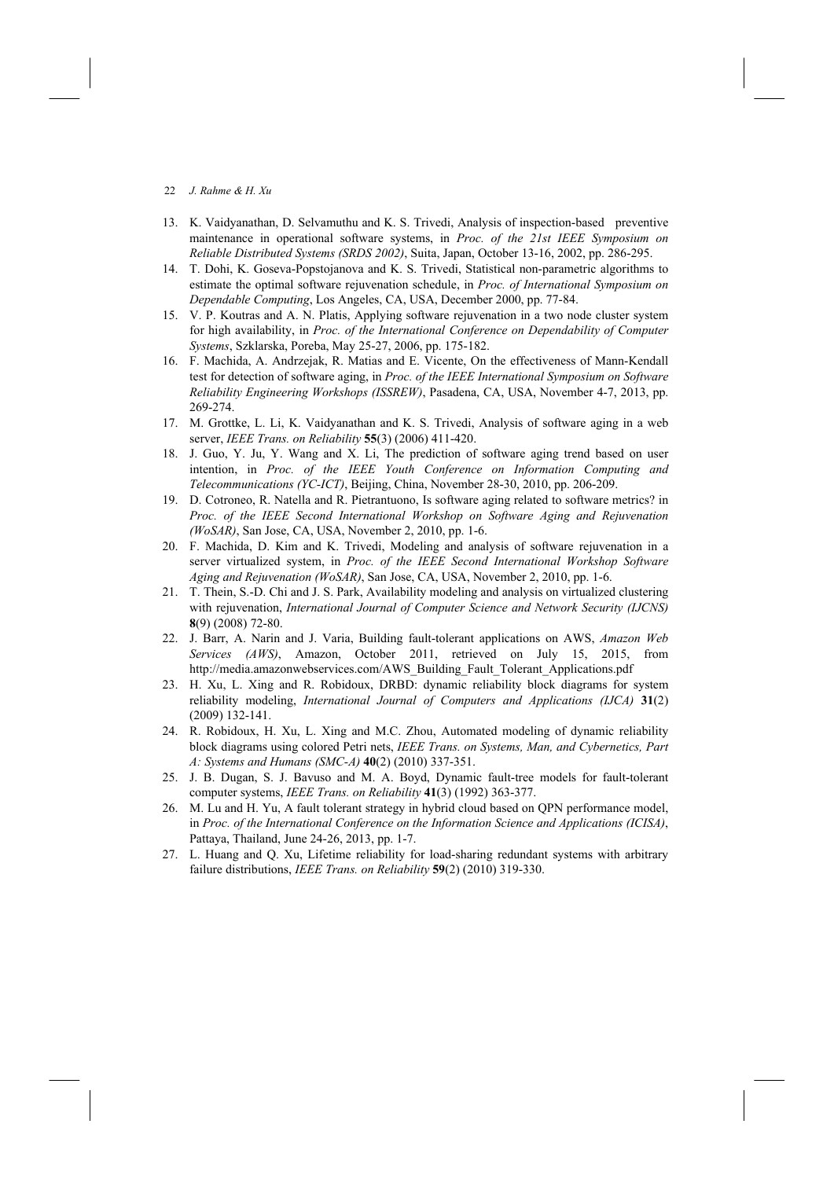13. K. Vaidyanathan, D. Selvamuthu and K. S. Trivedi, Analysis of inspection-based preventive maintenance in operational software systems, in *Proc. of the 21st IEEE Symposium on Reliable Distributed Systems (SRDS 2002)*, Suita, Japan, October 13-16, 2002, pp. 286-295.
14. T. Dohi, K. Goseva-Popstojanova and K. S. Trivedi, Statistical non-parametric algorithms to estimate the optimal software rejuvenation schedule, in *Proc. of International Symposium on Dependable Computing*, Los Angeles, CA, USA, December 2000, pp. 77-84.
15. V. P. Koutras and A. N. Platis, Applying software rejuvenation in a two node cluster system for high availability, in *Proc. of the International Conference on Dependability of Computer Systems*, Szklarska, Poreba, May 25-27, 2006, pp. 175-182.
16. F. Machida, A. Andrzejak, R. Matias and E. Vicente, On the effectiveness of Mann-Kendall test for detection of software aging, in *Proc. of the IEEE International Symposium on Software Reliability Engineering Workshops (ISSREW)*, Pasadena, CA, USA, November 4-7, 2013, pp. 269-274.
17. M. Grottke, L. Li, K. Vaidyanathan and K. S. Trivedi, Analysis of software aging in a web server, *IEEE Trans. on Reliability* **55**(3) (2006) 411-420.
18. J. Guo, Y. Ju, Y. Wang and X. Li, The prediction of software aging trend based on user intention, in *Proc. of the IEEE Youth Conference on Information Computing and Telecommunications (YC-ICT)*, Beijing, China, November 28-30, 2010, pp. 206-209.
19. D. Cotroneo, R. Natella and R. Pietrantuono, Is software aging related to software metrics? in *Proc. of the IEEE Second International Workshop on Software Aging and Rejuvenation (WoSAR)*, San Jose, CA, USA, November 2, 2010, pp. 1-6.
20. F. Machida, D. Kim and K. Trivedi, Modeling and analysis of software rejuvenation in a server virtualized system, in *Proc. of the IEEE Second International Workshop Software Aging and Rejuvenation (WoSAR)*, San Jose, CA, USA, November 2, 2010, pp. 1-6.
21. T. Thein, S.-D. Chi and J. S. Park, Availability modeling and analysis on virtualized clustering with rejuvenation, *International Journal of Computer Science and Network Security (IJCNS)* **8**(9) (2008) 72-80.
22. J. Barr, A. Narin and J. Varia, Building fault-tolerant applications on AWS, *Amazon Web Services (AWS)*, Amazon, October 2011, retrieved on July 15, 2015, from http://media.amazonwebservices.com/AWS_Building_Fault_Tolerant_Applications.pdf
23. H. Xu, L. Xing and R. Robidoux, DRBD: dynamic reliability block diagrams for system reliability modeling, *International Journal of Computers and Applications (IJCA)* **31**(2) (2009) 132-141.
24. R. Robidoux, H. Xu, L. Xing and M.C. Zhou, Automated modeling of dynamic reliability block diagrams using colored Petri nets, *IEEE Trans. on Systems, Man, and Cybernetics, Part A: Systems and Humans (SMC-A)* **40**(2) (2010) 337-351.
25. J. B. Dugan, S. J. Bavuso and M. A. Boyd, Dynamic fault-tree models for fault-tolerant computer systems, *IEEE Trans. on Reliability* **41**(3) (1992) 363-377.
26. M. Lu and H. Yu, A fault tolerant strategy in hybrid cloud based on QPN performance model, in *Proc. of the International Conference on the Information Science and Applications (ICISA)*, Pattaya, Thailand, June 24-26, 2013, pp. 1-7.
27. L. Huang and Q. Xu, Lifetime reliability for load-sharing redundant systems with arbitrary failure distributions, *IEEE Trans. on Reliability* **59**(2) (2010) 319-330.